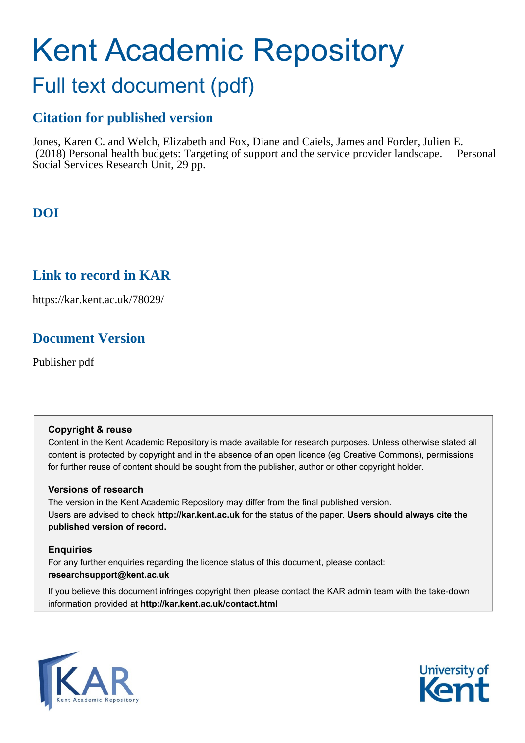# Kent Academic Repository

## Full text document (pdf)

## Citation for published version

Jones, Karen C. and Welch, Elizabeth and Fox, Diane and Caiels, James and Forder, Julien E. (2018) Personal health budgets: Targeting of support and the service provider landscape. Personal Social Services Research Unit, 29 pp.

## DOI

## Link to record in KAR

https://kar.kent.ac.uk/78029/

## Document Version

Publisher pdf

**Copyright & reuse**

Content in the Kent Academic Repository is made available for research purposes. Unless otherwise stated all content is protected by copyright and in the absence of an open licence (eg Creative Commons), permissions for further reuse of content should be sought from the publisher, author or other copyright holder.

**Versions of research**

The version in the Kent Academic Repository may differ from the final published version. Users are advised to check **http://kar.kent.ac.uk** for the status of the paper. **Users should always cite the published version of record.**

**Enquiries**

For any further enquiries regarding the licence status of this document, please contact: **researchsupport@kent.ac.uk**

If you believe this document infringes copyright then please contact the KAR admin team with the take-down information provided at **http://kar.kent.ac.uk/contact.html**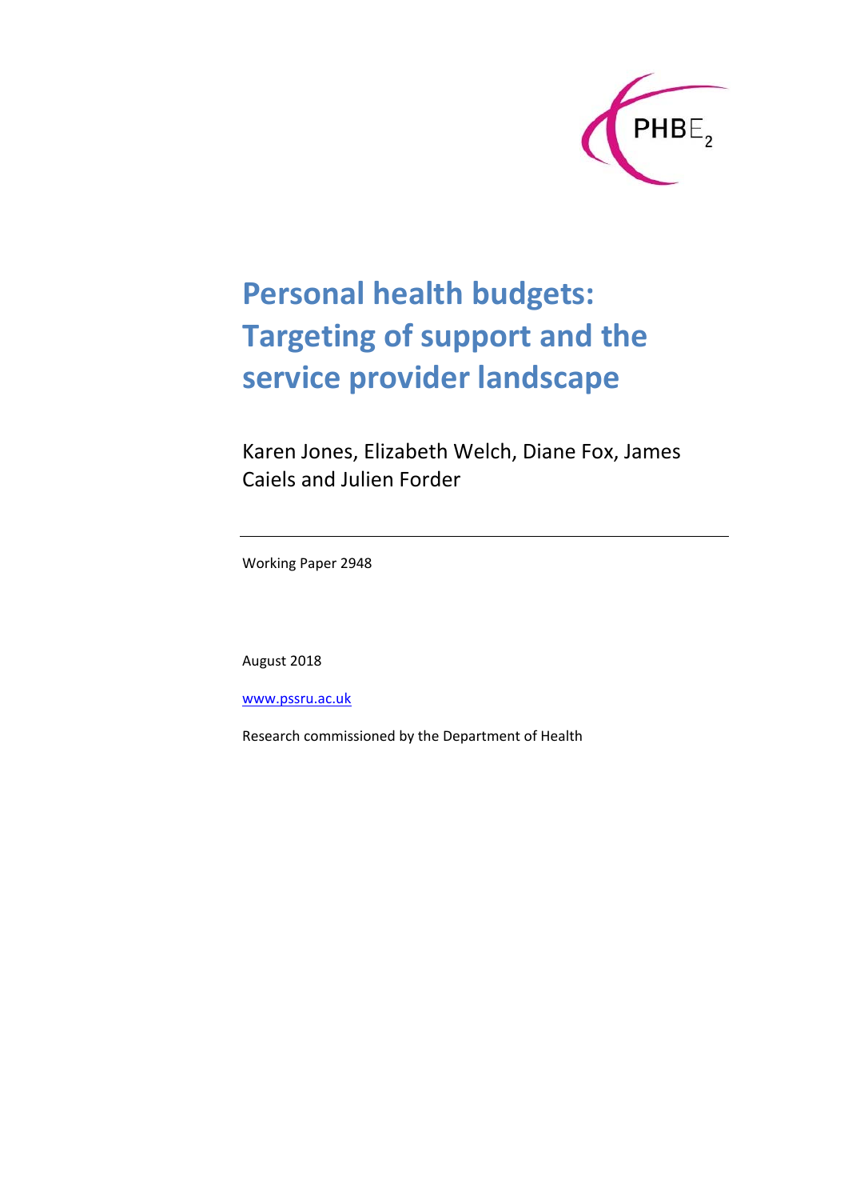PHBE$_2$

# Personal health budgets: Targeting of support and the service provider landscape

Karen Jones, Elizabeth Welch, Diane Fox, James Caiels and Julien Forder

Working Paper 2948

August 2018

www.pssru.ac.uk

Research commissioned by the Department of Health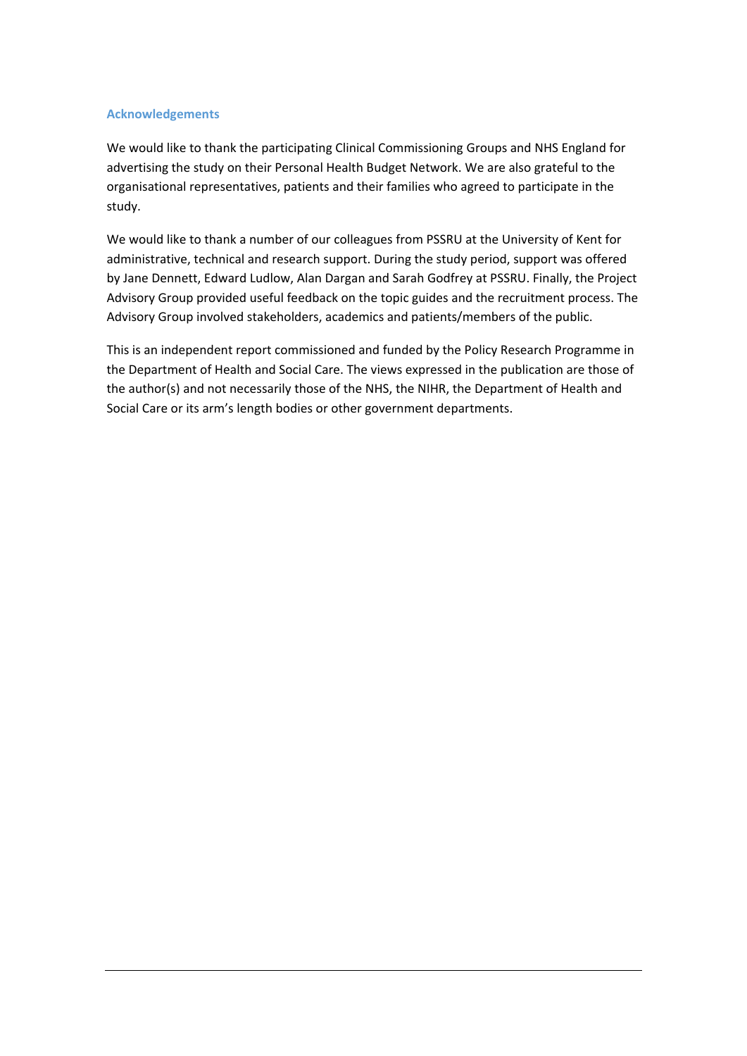## Acknowledgements

We would like to thank the participating Clinical Commissioning Groups and NHS England for advertising the study on their Personal Health Budget Network. We are also grateful to the organisational representatives, patients and their families who agreed to participate in the study.

We would like to thank a number of our colleagues from PSSRU at the University of Kent for administrative, technical and research support. During the study period, support was offered by Jane Dennett, Edward Ludlow, Alan Dargan and Sarah Godfrey at PSSRU. Finally, the Project Advisory Group provided useful feedback on the topic guides and the recruitment process. The Advisory Group involved stakeholders, academics and patients/members of the public.

This is an independent report commissioned and funded by the Policy Research Programme in the Department of Health and Social Care. The views expressed in the publication are those of the author(s) and not necessarily those of the NHS, the NIHR, the Department of Health and Social Care or its arm's length bodies or other government departments.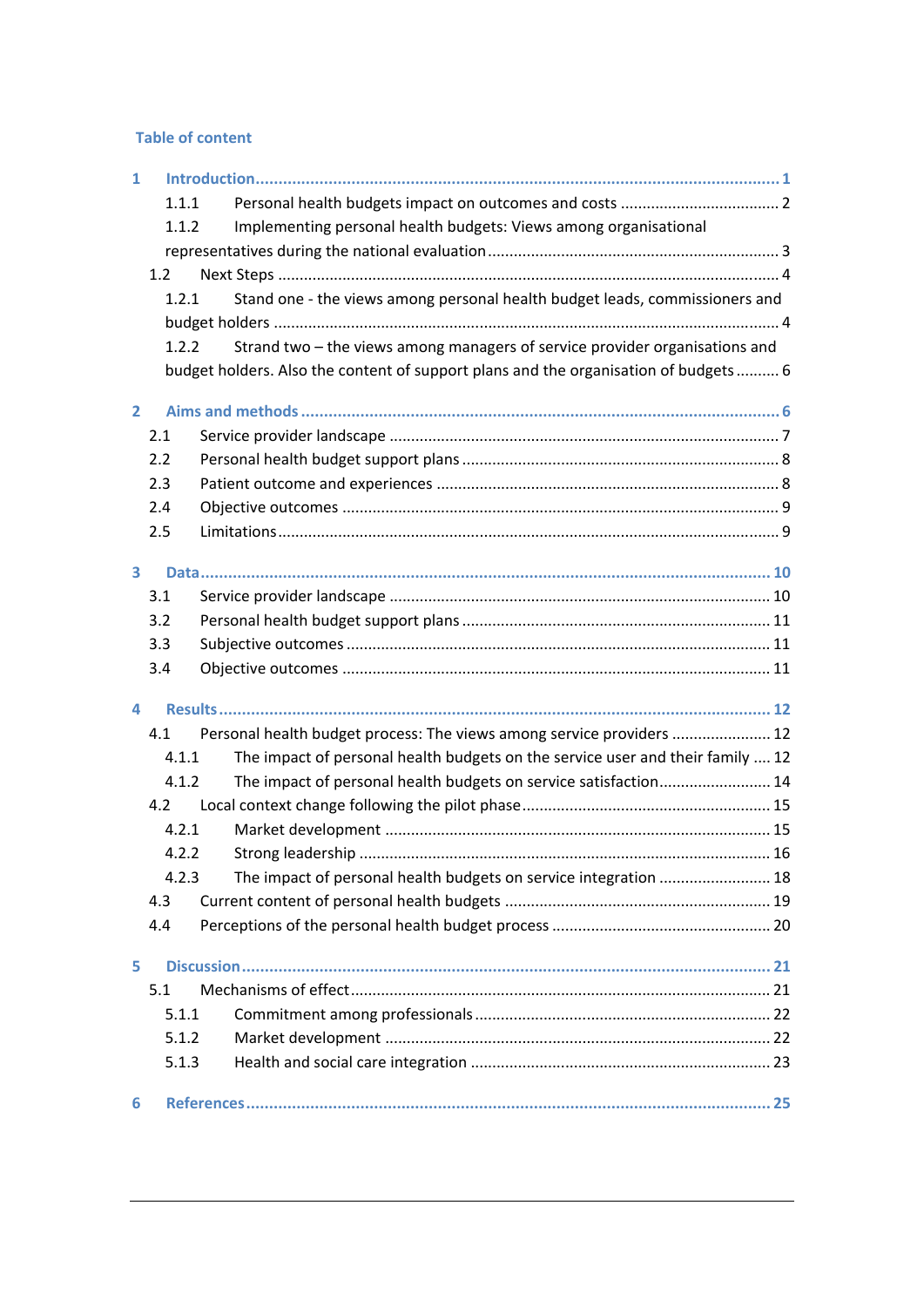## Table of content

1 Introduction ... 1
- 1.1.1 Personal health budgets impact on outcomes and costs ... 2
- 1.1.2 Implementing personal health budgets: Views among organisational representatives during the national evaluation ... 3
- 1.2 Next Steps ... 4
  - 1.2.1 Stand one - the views among personal health budget leads, commissioners and budget holders ... 4
  - 1.2.2 Strand two – the views among managers of service provider organisations and budget holders. Also the content of support plans and the organisation of budgets ... 6

2 Aims and methods ... 6
- 2.1 Service provider landscape ... 7
- 2.2 Personal health budget support plans ... 8
- 2.3 Patient outcome and experiences ... 8
- 2.4 Objective outcomes ... 9
- 2.5 Limitations ... 9

3 Data ... 10
- 3.1 Service provider landscape ... 10
- 3.2 Personal health budget support plans ... 11
- 3.3 Subjective outcomes ... 11
- 3.4 Objective outcomes ... 11

4 Results ... 12
- 4.1 Personal health budget process: The views among service providers ... 12
  - 4.1.1 The impact of personal health budgets on the service user and their family ... 12
  - 4.1.2 The impact of personal health budgets on service satisfaction ... 14
- 4.2 Local context change following the pilot phase ... 15
  - 4.2.1 Market development ... 15
  - 4.2.2 Strong leadership ... 16
  - 4.2.3 The impact of personal health budgets on service integration ... 18
- 4.3 Current content of personal health budgets ... 19
- 4.4 Perceptions of the personal health budget process ... 20

5 Discussion ... 21
- 5.1 Mechanisms of effect ... 21
  - 5.1.1 Commitment among professionals ... 22
  - 5.1.2 Market development ... 22
  - 5.1.3 Health and social care integration ... 23

6 References ... 25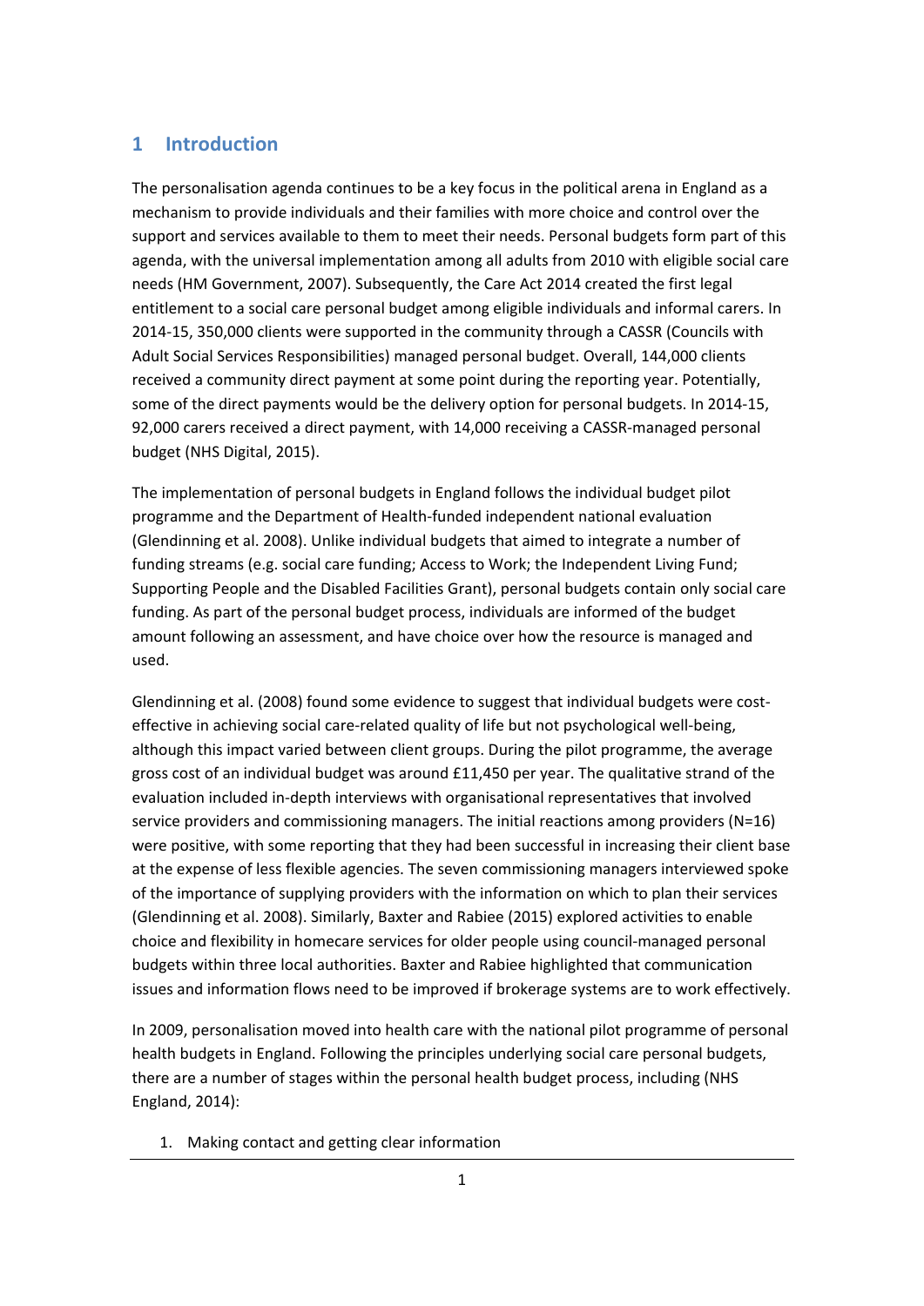# 1 Introduction

The personalisation agenda continues to be a key focus in the political arena in England as a mechanism to provide individuals and their families with more choice and control over the support and services available to them to meet their needs. Personal budgets form part of this agenda, with the universal implementation among all adults from 2010 with eligible social care needs (HM Government, 2007). Subsequently, the Care Act 2014 created the first legal entitlement to a social care personal budget among eligible individuals and informal carers. In 2014-15, 350,000 clients were supported in the community through a CASSR (Councils with Adult Social Services Responsibilities) managed personal budget. Overall, 144,000 clients received a community direct payment at some point during the reporting year. Potentially, some of the direct payments would be the delivery option for personal budgets. In 2014-15, 92,000 carers received a direct payment, with 14,000 receiving a CASSR-managed personal budget (NHS Digital, 2015).

The implementation of personal budgets in England follows the individual budget pilot programme and the Department of Health-funded independent national evaluation (Glendinning et al. 2008). Unlike individual budgets that aimed to integrate a number of funding streams (e.g. social care funding; Access to Work; the Independent Living Fund; Supporting People and the Disabled Facilities Grant), personal budgets contain only social care funding. As part of the personal budget process, individuals are informed of the budget amount following an assessment, and have choice over how the resource is managed and used.

Glendinning et al. (2008) found some evidence to suggest that individual budgets were cost-effective in achieving social care-related quality of life but not psychological well-being, although this impact varied between client groups. During the pilot programme, the average gross cost of an individual budget was around £11,450 per year. The qualitative strand of the evaluation included in-depth interviews with organisational representatives that involved service providers and commissioning managers. The initial reactions among providers (N=16) were positive, with some reporting that they had been successful in increasing their client base at the expense of less flexible agencies. The seven commissioning managers interviewed spoke of the importance of supplying providers with the information on which to plan their services (Glendinning et al. 2008). Similarly, Baxter and Rabiee (2015) explored activities to enable choice and flexibility in homecare services for older people using council-managed personal budgets within three local authorities. Baxter and Rabiee highlighted that communication issues and information flows need to be improved if brokerage systems are to work effectively.

In 2009, personalisation moved into health care with the national pilot programme of personal health budgets in England. Following the principles underlying social care personal budgets, there are a number of stages within the personal health budget process, including (NHS England, 2014):

1. Making contact and getting clear information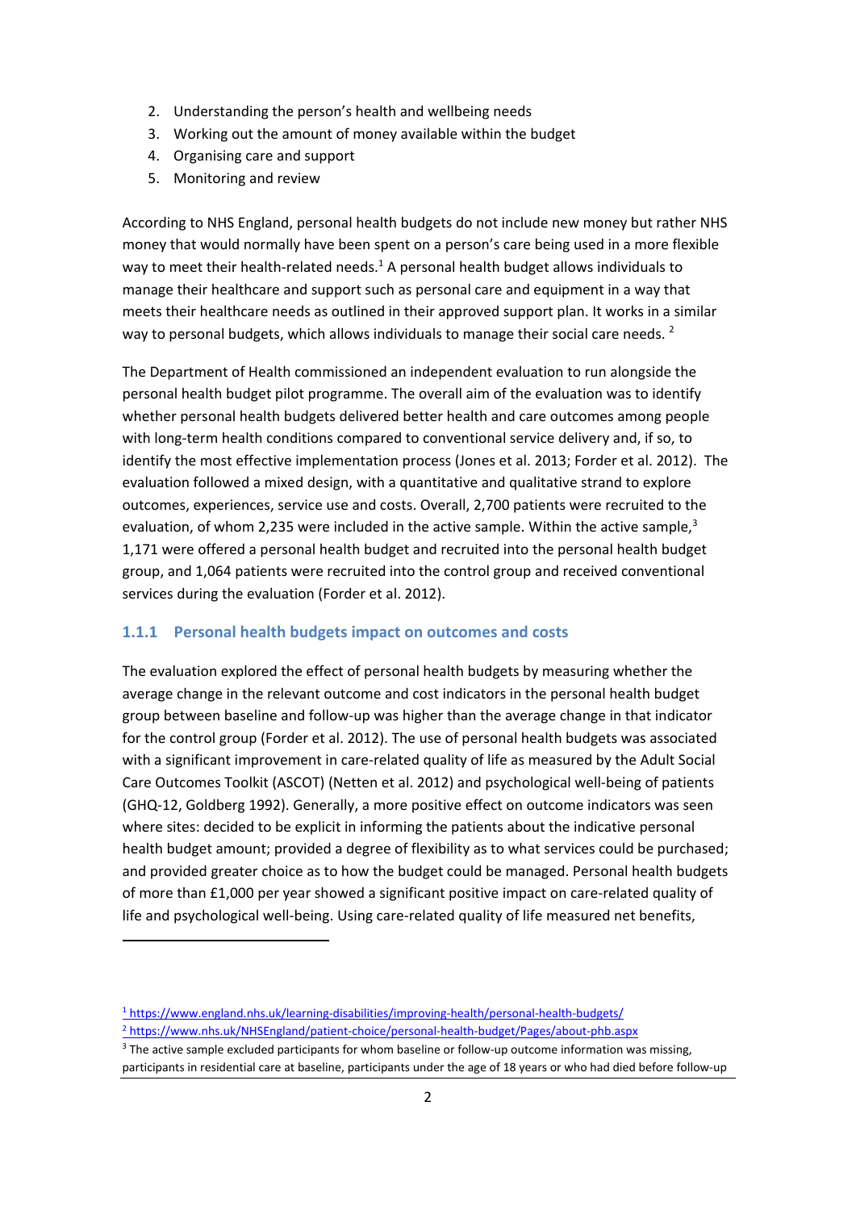2. Understanding the person's health and wellbeing needs
3. Working out the amount of money available within the budget
4. Organising care and support
5. Monitoring and review

According to NHS England, personal health budgets do not include new money but rather NHS money that would normally have been spent on a person's care being used in a more flexible way to meet their health-related needs.[1] A personal health budget allows individuals to manage their healthcare and support such as personal care and equipment in a way that meets their healthcare needs as outlined in their approved support plan. It works in a similar way to personal budgets, which allows individuals to manage their social care needs. [2]

The Department of Health commissioned an independent evaluation to run alongside the personal health budget pilot programme. The overall aim of the evaluation was to identify whether personal health budgets delivered better health and care outcomes among people with long-term health conditions compared to conventional service delivery and, if so, to identify the most effective implementation process (Jones et al. 2013; Forder et al. 2012). The evaluation followed a mixed design, with a quantitative and qualitative strand to explore outcomes, experiences, service use and costs. Overall, 2,700 patients were recruited to the evaluation, of whom 2,235 were included in the active sample. Within the active sample,[3] 1,171 were offered a personal health budget and recruited into the personal health budget group, and 1,064 patients were recruited into the control group and received conventional services during the evaluation (Forder et al. 2012).

### 1.1.1 Personal health budgets impact on outcomes and costs

The evaluation explored the effect of personal health budgets by measuring whether the average change in the relevant outcome and cost indicators in the personal health budget group between baseline and follow-up was higher than the average change in that indicator for the control group (Forder et al. 2012). The use of personal health budgets was associated with a significant improvement in care-related quality of life as measured by the Adult Social Care Outcomes Toolkit (ASCOT) (Netten et al. 2012) and psychological well-being of patients (GHQ-12, Goldberg 1992). Generally, a more positive effect on outcome indicators was seen where sites: decided to be explicit in informing the patients about the indicative personal health budget amount; provided a degree of flexibility as to what services could be purchased; and provided greater choice as to how the budget could be managed. Personal health budgets of more than £1,000 per year showed a significant positive impact on care-related quality of life and psychological well-being. Using care-related quality of life measured net benefits,

[1] https://www.england.nhs.uk/learning-disabilities/improving-health/personal-health-budgets/

[2] https://www.nhs.uk/NHSEngland/patient-choice/personal-health-budget/Pages/about-phb.aspx

[3] The active sample excluded participants for whom baseline or follow-up outcome information was missing, participants in residential care at baseline, participants under the age of 18 years or who had died before follow-up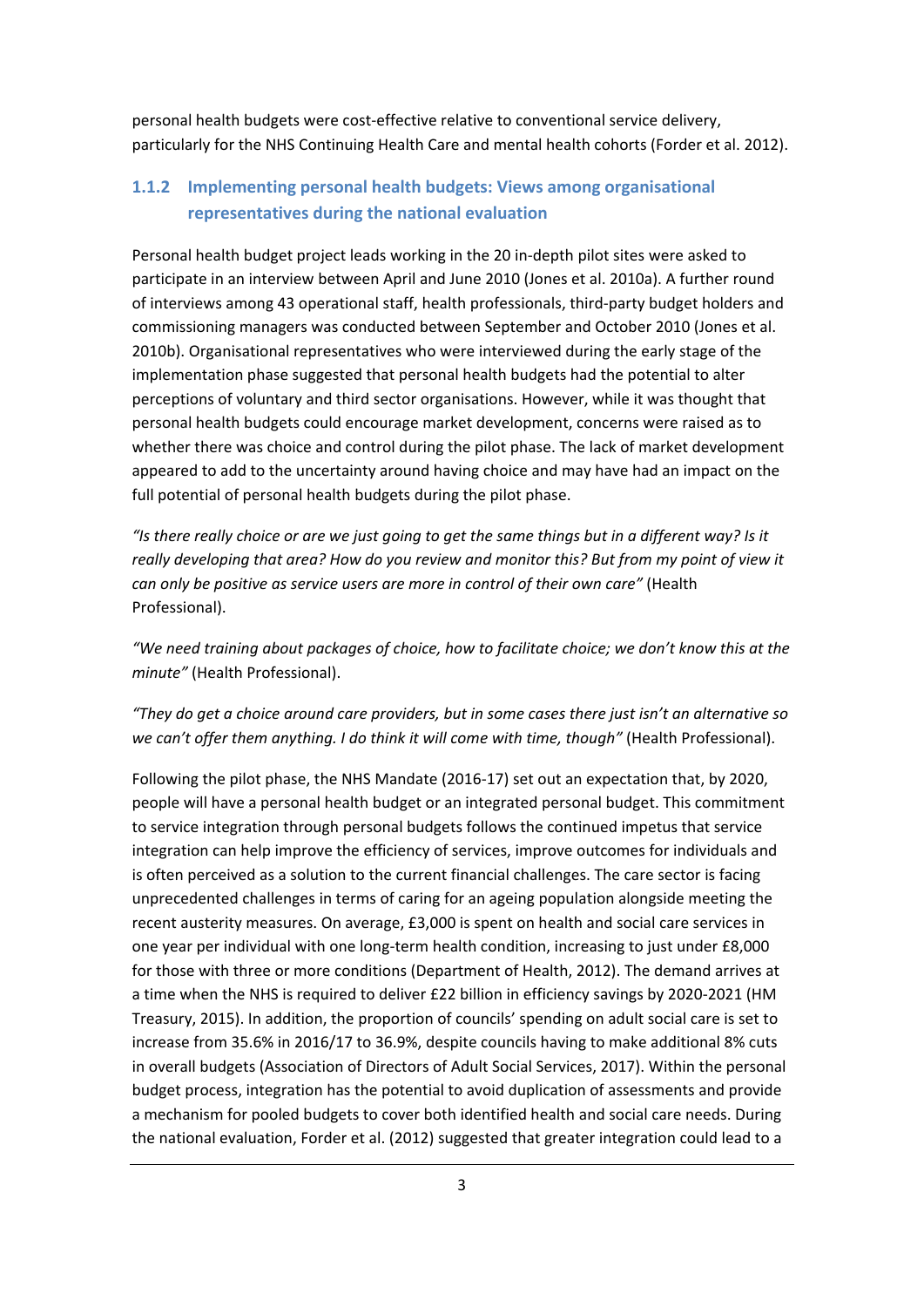personal health budgets were cost-effective relative to conventional service delivery, particularly for the NHS Continuing Health Care and mental health cohorts (Forder et al. 2012).

### 1.1.2 Implementing personal health budgets: Views among organisational representatives during the national evaluation

Personal health budget project leads working in the 20 in-depth pilot sites were asked to participate in an interview between April and June 2010 (Jones et al. 2010a). A further round of interviews among 43 operational staff, health professionals, third-party budget holders and commissioning managers was conducted between September and October 2010 (Jones et al. 2010b). Organisational representatives who were interviewed during the early stage of the implementation phase suggested that personal health budgets had the potential to alter perceptions of voluntary and third sector organisations. However, while it was thought that personal health budgets could encourage market development, concerns were raised as to whether there was choice and control during the pilot phase. The lack of market development appeared to add to the uncertainty around having choice and may have had an impact on the full potential of personal health budgets during the pilot phase.

*"Is there really choice or are we just going to get the same things but in a different way? Is it really developing that area? How do you review and monitor this? But from my point of view it can only be positive as service users are more in control of their own care"* (Health Professional).

*"We need training about packages of choice, how to facilitate choice; we don't know this at the minute"* (Health Professional).

*"They do get a choice around care providers, but in some cases there just isn't an alternative so we can't offer them anything. I do think it will come with time, though"* (Health Professional).

Following the pilot phase, the NHS Mandate (2016-17) set out an expectation that, by 2020, people will have a personal health budget or an integrated personal budget. This commitment to service integration through personal budgets follows the continued impetus that service integration can help improve the efficiency of services, improve outcomes for individuals and is often perceived as a solution to the current financial challenges. The care sector is facing unprecedented challenges in terms of caring for an ageing population alongside meeting the recent austerity measures. On average, £3,000 is spent on health and social care services in one year per individual with one long-term health condition, increasing to just under £8,000 for those with three or more conditions (Department of Health, 2012). The demand arrives at a time when the NHS is required to deliver £22 billion in efficiency savings by 2020-2021 (HM Treasury, 2015). In addition, the proportion of councils' spending on adult social care is set to increase from 35.6% in 2016/17 to 36.9%, despite councils having to make additional 8% cuts in overall budgets (Association of Directors of Adult Social Services, 2017). Within the personal budget process, integration has the potential to avoid duplication of assessments and provide a mechanism for pooled budgets to cover both identified health and social care needs. During the national evaluation, Forder et al. (2012) suggested that greater integration could lead to a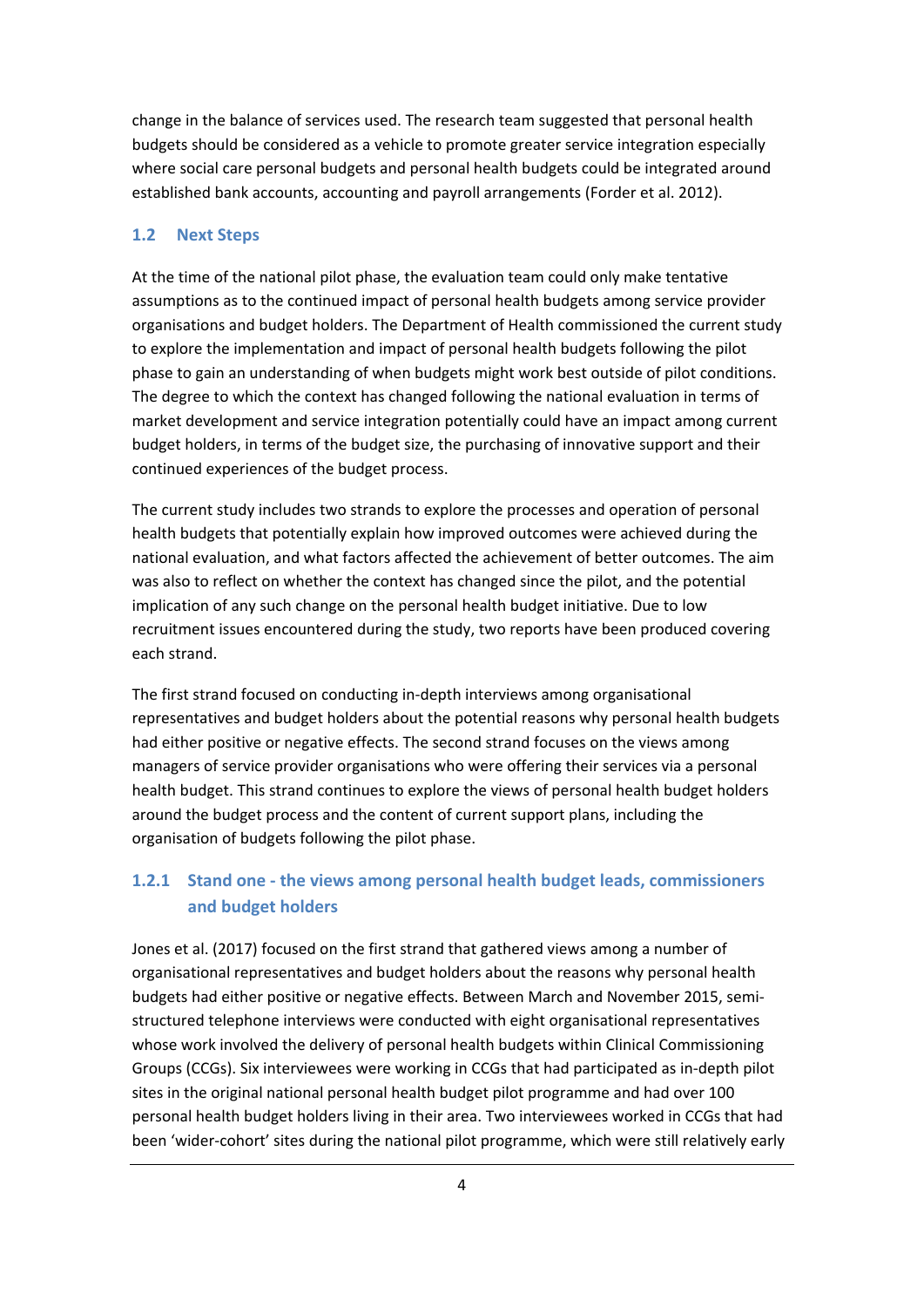change in the balance of services used. The research team suggested that personal health budgets should be considered as a vehicle to promote greater service integration especially where social care personal budgets and personal health budgets could be integrated around established bank accounts, accounting and payroll arrangements (Forder et al. 2012).

## 1.2 Next Steps

At the time of the national pilot phase, the evaluation team could only make tentative assumptions as to the continued impact of personal health budgets among service provider organisations and budget holders. The Department of Health commissioned the current study to explore the implementation and impact of personal health budgets following the pilot phase to gain an understanding of when budgets might work best outside of pilot conditions. The degree to which the context has changed following the national evaluation in terms of market development and service integration potentially could have an impact among current budget holders, in terms of the budget size, the purchasing of innovative support and their continued experiences of the budget process.

The current study includes two strands to explore the processes and operation of personal health budgets that potentially explain how improved outcomes were achieved during the national evaluation, and what factors affected the achievement of better outcomes. The aim was also to reflect on whether the context has changed since the pilot, and the potential implication of any such change on the personal health budget initiative. Due to low recruitment issues encountered during the study, two reports have been produced covering each strand.

The first strand focused on conducting in-depth interviews among organisational representatives and budget holders about the potential reasons why personal health budgets had either positive or negative effects. The second strand focuses on the views among managers of service provider organisations who were offering their services via a personal health budget. This strand continues to explore the views of personal health budget holders around the budget process and the content of current support plans, including the organisation of budgets following the pilot phase.

### 1.2.1 Stand one - the views among personal health budget leads, commissioners and budget holders

Jones et al. (2017) focused on the first strand that gathered views among a number of organisational representatives and budget holders about the reasons why personal health budgets had either positive or negative effects. Between March and November 2015, semi-structured telephone interviews were conducted with eight organisational representatives whose work involved the delivery of personal health budgets within Clinical Commissioning Groups (CCGs). Six interviewees were working in CCGs that had participated as in-depth pilot sites in the original national personal health budget pilot programme and had over 100 personal health budget holders living in their area. Two interviewees worked in CCGs that had been 'wider-cohort' sites during the national pilot programme, which were still relatively early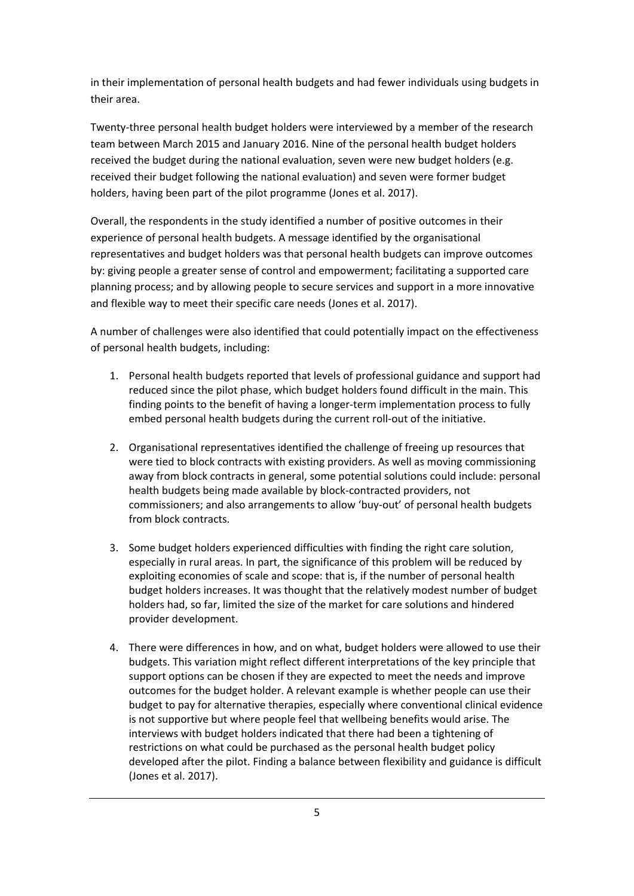in their implementation of personal health budgets and had fewer individuals using budgets in their area.

Twenty-three personal health budget holders were interviewed by a member of the research team between March 2015 and January 2016. Nine of the personal health budget holders received the budget during the national evaluation, seven were new budget holders (e.g. received their budget following the national evaluation) and seven were former budget holders, having been part of the pilot programme (Jones et al. 2017).

Overall, the respondents in the study identified a number of positive outcomes in their experience of personal health budgets. A message identified by the organisational representatives and budget holders was that personal health budgets can improve outcomes by: giving people a greater sense of control and empowerment; facilitating a supported care planning process; and by allowing people to secure services and support in a more innovative and flexible way to meet their specific care needs (Jones et al. 2017).

A number of challenges were also identified that could potentially impact on the effectiveness of personal health budgets, including:

1. Personal health budgets reported that levels of professional guidance and support had reduced since the pilot phase, which budget holders found difficult in the main. This finding points to the benefit of having a longer-term implementation process to fully embed personal health budgets during the current roll-out of the initiative.

2. Organisational representatives identified the challenge of freeing up resources that were tied to block contracts with existing providers. As well as moving commissioning away from block contracts in general, some potential solutions could include: personal health budgets being made available by block-contracted providers, not commissioners; and also arrangements to allow 'buy-out' of personal health budgets from block contracts.

3. Some budget holders experienced difficulties with finding the right care solution, especially in rural areas. In part, the significance of this problem will be reduced by exploiting economies of scale and scope: that is, if the number of personal health budget holders increases. It was thought that the relatively modest number of budget holders had, so far, limited the size of the market for care solutions and hindered provider development.

4. There were differences in how, and on what, budget holders were allowed to use their budgets. This variation might reflect different interpretations of the key principle that support options can be chosen if they are expected to meet the needs and improve outcomes for the budget holder. A relevant example is whether people can use their budget to pay for alternative therapies, especially where conventional clinical evidence is not supportive but where people feel that wellbeing benefits would arise. The interviews with budget holders indicated that there had been a tightening of restrictions on what could be purchased as the personal health budget policy developed after the pilot. Finding a balance between flexibility and guidance is difficult (Jones et al. 2017).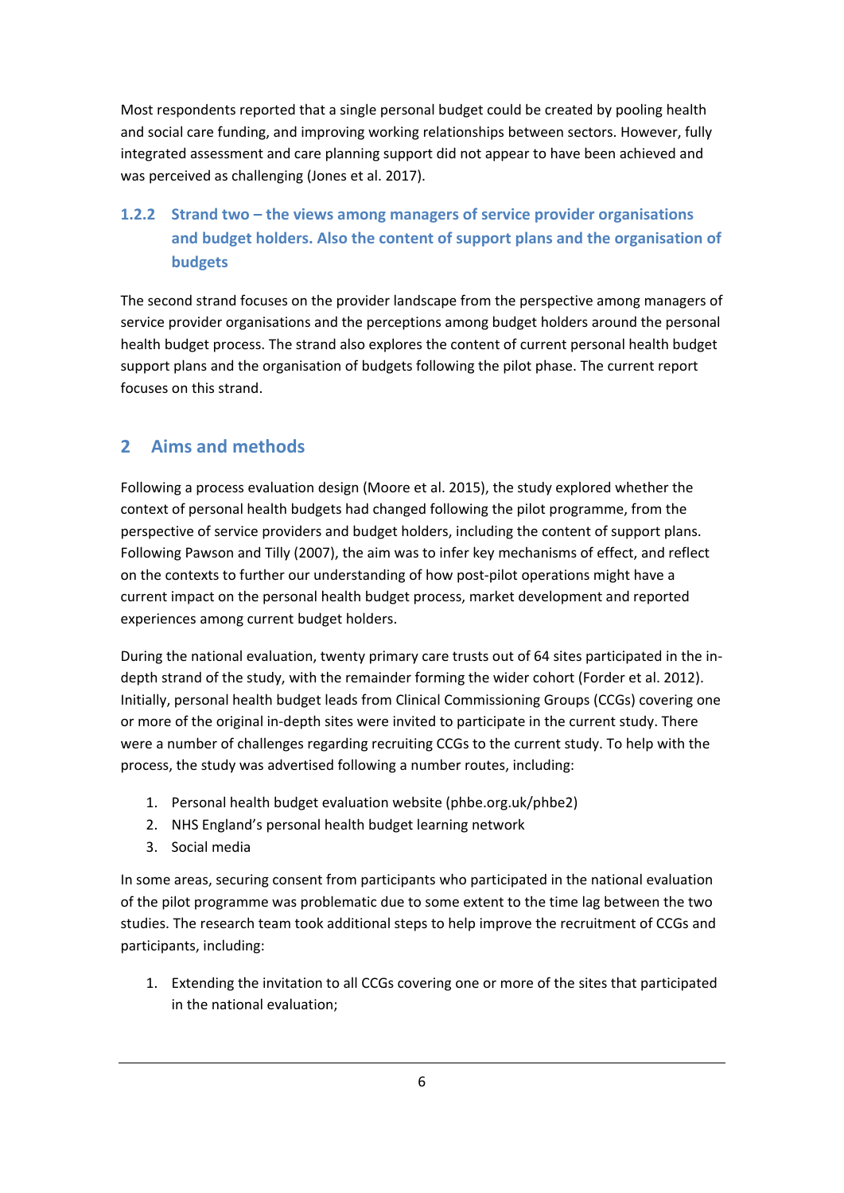Most respondents reported that a single personal budget could be created by pooling health and social care funding, and improving working relationships between sectors. However, fully integrated assessment and care planning support did not appear to have been achieved and was perceived as challenging (Jones et al. 2017).

### 1.2.2 Strand two – the views among managers of service provider organisations and budget holders. Also the content of support plans and the organisation of budgets

The second strand focuses on the provider landscape from the perspective among managers of service provider organisations and the perceptions among budget holders around the personal health budget process. The strand also explores the content of current personal health budget support plans and the organisation of budgets following the pilot phase. The current report focuses on this strand.

## 2 Aims and methods

Following a process evaluation design (Moore et al. 2015), the study explored whether the context of personal health budgets had changed following the pilot programme, from the perspective of service providers and budget holders, including the content of support plans. Following Pawson and Tilly (2007), the aim was to infer key mechanisms of effect, and reflect on the contexts to further our understanding of how post-pilot operations might have a current impact on the personal health budget process, market development and reported experiences among current budget holders.

During the national evaluation, twenty primary care trusts out of 64 sites participated in the in-depth strand of the study, with the remainder forming the wider cohort (Forder et al. 2012). Initially, personal health budget leads from Clinical Commissioning Groups (CCGs) covering one or more of the original in-depth sites were invited to participate in the current study. There were a number of challenges regarding recruiting CCGs to the current study. To help with the process, the study was advertised following a number routes, including:

1. Personal health budget evaluation website (phbe.org.uk/phbe2)
2. NHS England's personal health budget learning network
3. Social media

In some areas, securing consent from participants who participated in the national evaluation of the pilot programme was problematic due to some extent to the time lag between the two studies. The research team took additional steps to help improve the recruitment of CCGs and participants, including:

1. Extending the invitation to all CCGs covering one or more of the sites that participated in the national evaluation;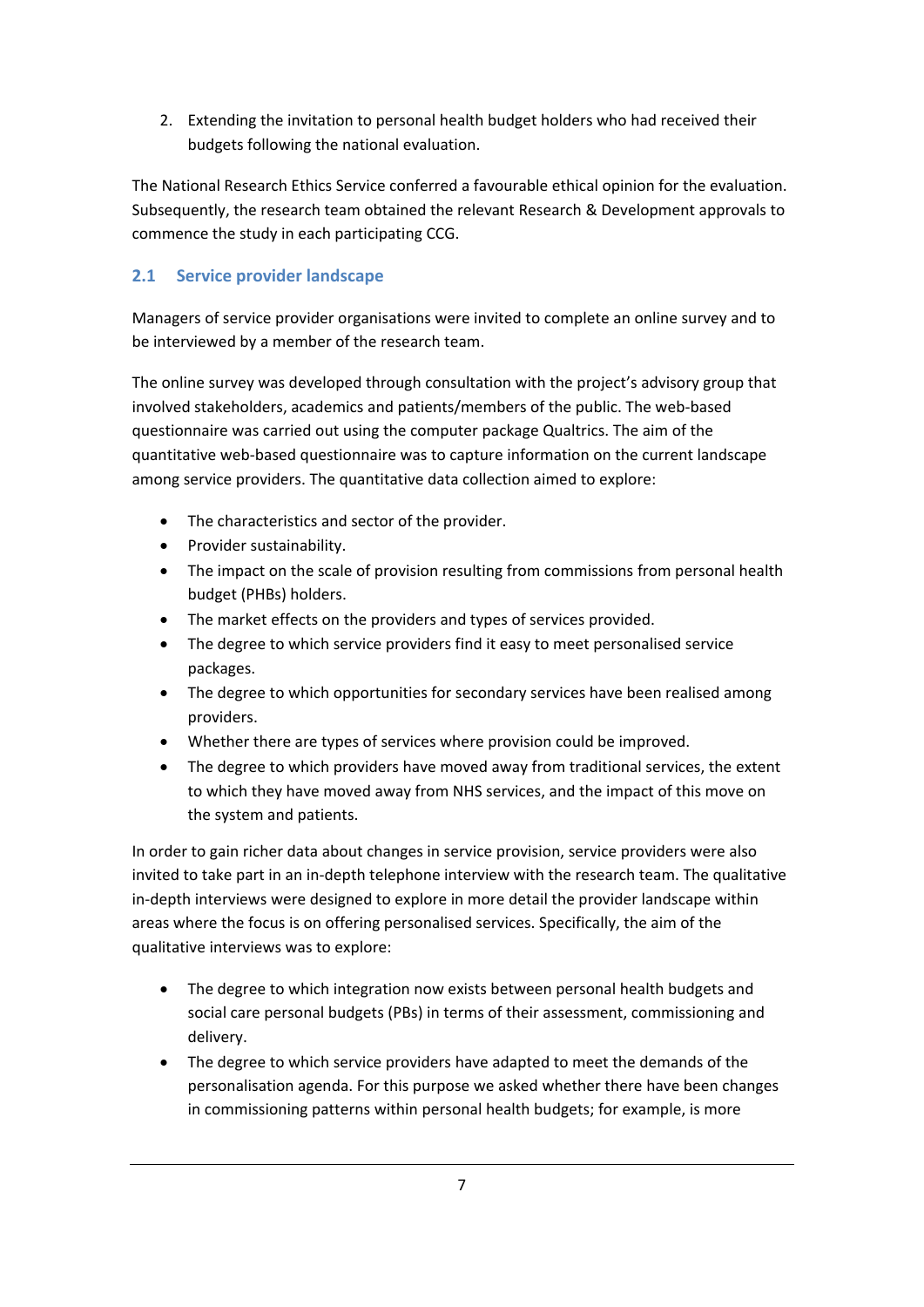2. Extending the invitation to personal health budget holders who had received their budgets following the national evaluation.

The National Research Ethics Service conferred a favourable ethical opinion for the evaluation. Subsequently, the research team obtained the relevant Research & Development approvals to commence the study in each participating CCG.

## 2.1 Service provider landscape

Managers of service provider organisations were invited to complete an online survey and to be interviewed by a member of the research team.

The online survey was developed through consultation with the project's advisory group that involved stakeholders, academics and patients/members of the public. The web-based questionnaire was carried out using the computer package Qualtrics. The aim of the quantitative web-based questionnaire was to capture information on the current landscape among service providers. The quantitative data collection aimed to explore:

- The characteristics and sector of the provider.
- Provider sustainability.
- The impact on the scale of provision resulting from commissions from personal health budget (PHBs) holders.
- The market effects on the providers and types of services provided.
- The degree to which service providers find it easy to meet personalised service packages.
- The degree to which opportunities for secondary services have been realised among providers.
- Whether there are types of services where provision could be improved.
- The degree to which providers have moved away from traditional services, the extent to which they have moved away from NHS services, and the impact of this move on the system and patients.

In order to gain richer data about changes in service provision, service providers were also invited to take part in an in-depth telephone interview with the research team. The qualitative in-depth interviews were designed to explore in more detail the provider landscape within areas where the focus is on offering personalised services. Specifically, the aim of the qualitative interviews was to explore:

- The degree to which integration now exists between personal health budgets and social care personal budgets (PBs) in terms of their assessment, commissioning and delivery.
- The degree to which service providers have adapted to meet the demands of the personalisation agenda. For this purpose we asked whether there have been changes in commissioning patterns within personal health budgets; for example, is more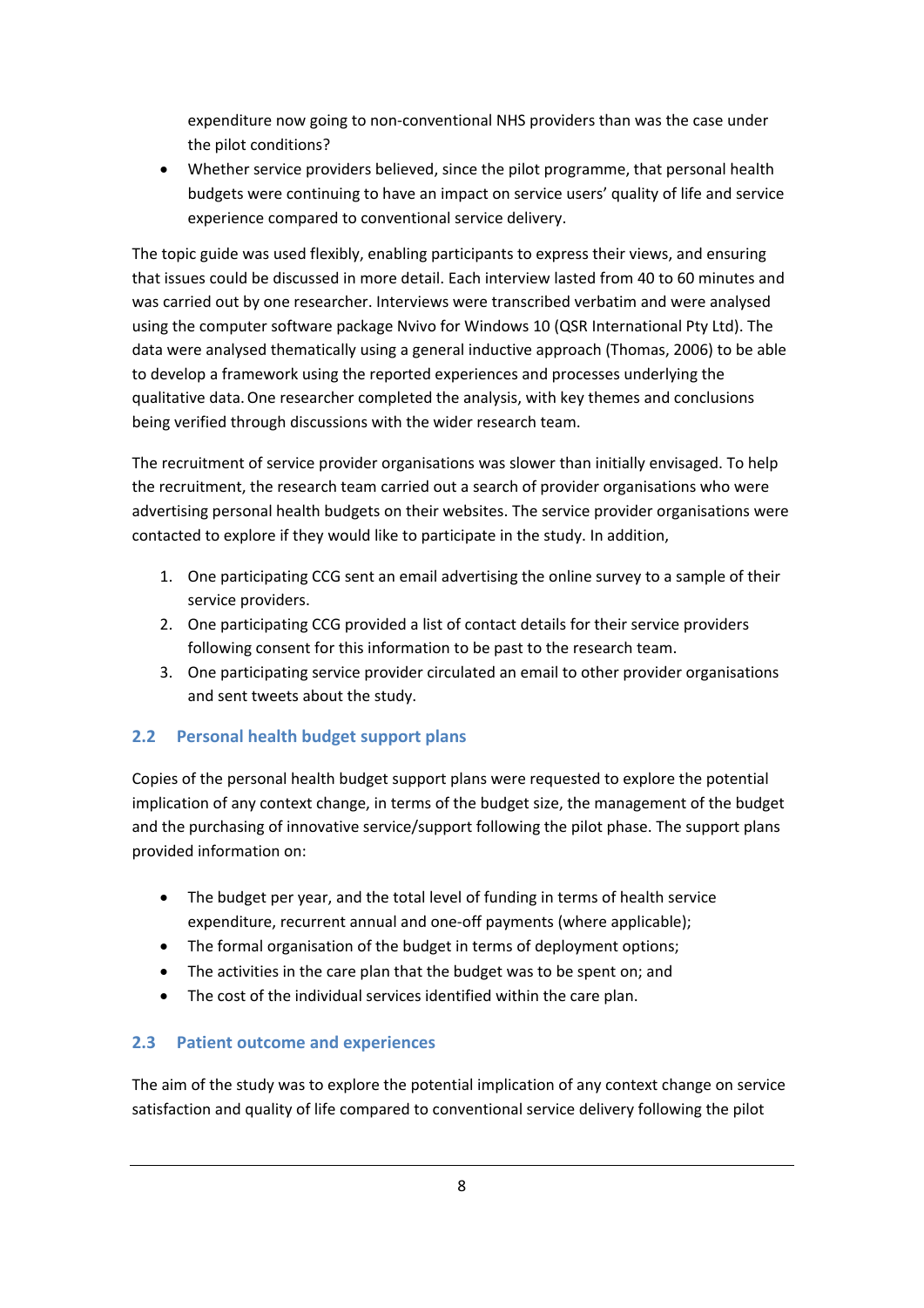expenditure now going to non-conventional NHS providers than was the case under the pilot conditions?

- Whether service providers believed, since the pilot programme, that personal health budgets were continuing to have an impact on service users' quality of life and service experience compared to conventional service delivery.

The topic guide was used flexibly, enabling participants to express their views, and ensuring that issues could be discussed in more detail. Each interview lasted from 40 to 60 minutes and was carried out by one researcher. Interviews were transcribed verbatim and were analysed using the computer software package Nvivo for Windows 10 (QSR International Pty Ltd). The data were analysed thematically using a general inductive approach (Thomas, 2006) to be able to develop a framework using the reported experiences and processes underlying the qualitative data. One researcher completed the analysis, with key themes and conclusions being verified through discussions with the wider research team.

The recruitment of service provider organisations was slower than initially envisaged. To help the recruitment, the research team carried out a search of provider organisations who were advertising personal health budgets on their websites. The service provider organisations were contacted to explore if they would like to participate in the study. In addition,

1. One participating CCG sent an email advertising the online survey to a sample of their service providers.
2. One participating CCG provided a list of contact details for their service providers following consent for this information to be past to the research team.
3. One participating service provider circulated an email to other provider organisations and sent tweets about the study.

## 2.2 Personal health budget support plans

Copies of the personal health budget support plans were requested to explore the potential implication of any context change, in terms of the budget size, the management of the budget and the purchasing of innovative service/support following the pilot phase. The support plans provided information on:

- The budget per year, and the total level of funding in terms of health service expenditure, recurrent annual and one-off payments (where applicable);
- The formal organisation of the budget in terms of deployment options;
- The activities in the care plan that the budget was to be spent on; and
- The cost of the individual services identified within the care plan.

## 2.3 Patient outcome and experiences

The aim of the study was to explore the potential implication of any context change on service satisfaction and quality of life compared to conventional service delivery following the pilot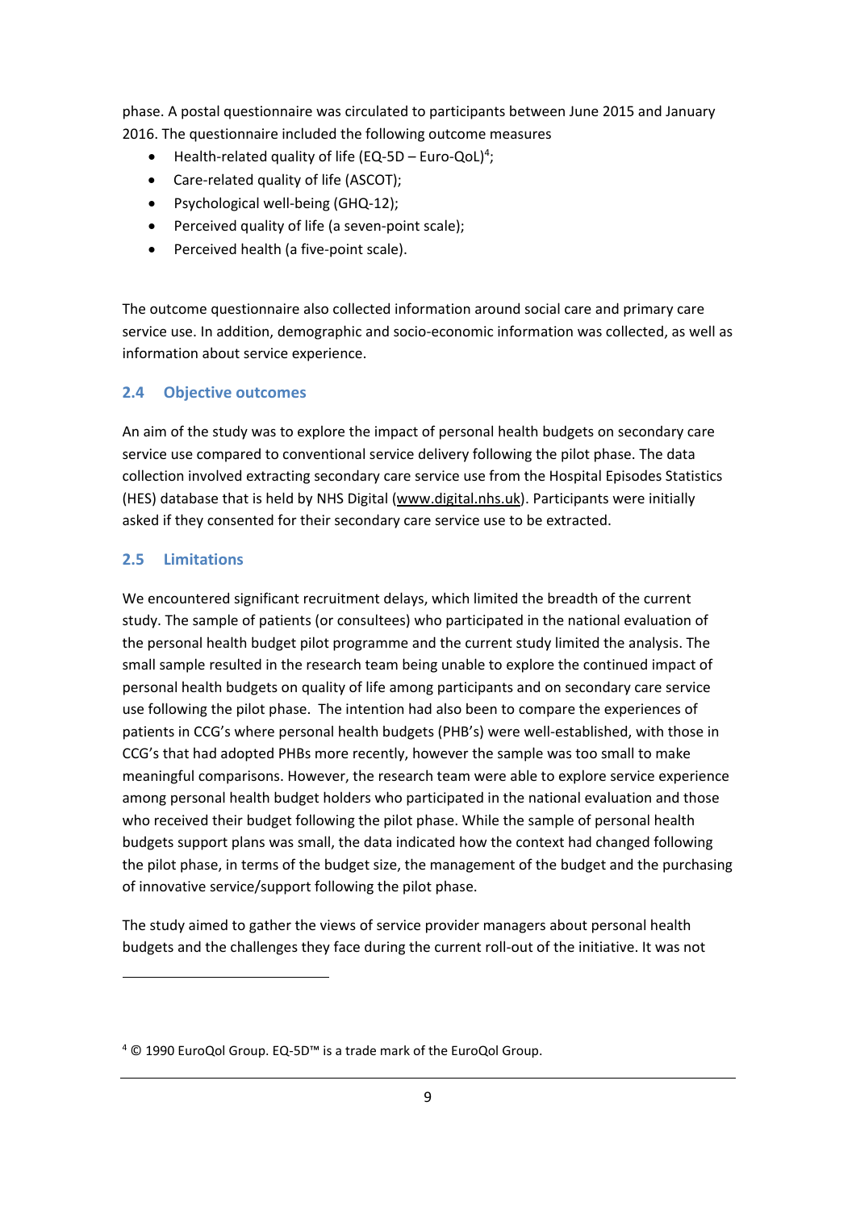phase. A postal questionnaire was circulated to participants between June 2015 and January 2016. The questionnaire included the following outcome measures

- Health-related quality of life (EQ-5D – Euro-QoL)[4];
- Care-related quality of life (ASCOT);
- Psychological well-being (GHQ-12);
- Perceived quality of life (a seven-point scale);
- Perceived health (a five-point scale).

The outcome questionnaire also collected information around social care and primary care service use. In addition, demographic and socio-economic information was collected, as well as information about service experience.

## 2.4 Objective outcomes

An aim of the study was to explore the impact of personal health budgets on secondary care service use compared to conventional service delivery following the pilot phase. The data collection involved extracting secondary care service use from the Hospital Episodes Statistics (HES) database that is held by NHS Digital (www.digital.nhs.uk). Participants were initially asked if they consented for their secondary care service use to be extracted.

## 2.5 Limitations

We encountered significant recruitment delays, which limited the breadth of the current study. The sample of patients (or consultees) who participated in the national evaluation of the personal health budget pilot programme and the current study limited the analysis. The small sample resulted in the research team being unable to explore the continued impact of personal health budgets on quality of life among participants and on secondary care service use following the pilot phase. The intention had also been to compare the experiences of patients in CCG's where personal health budgets (PHB's) were well-established, with those in CCG's that had adopted PHBs more recently, however the sample was too small to make meaningful comparisons. However, the research team were able to explore service experience among personal health budget holders who participated in the national evaluation and those who received their budget following the pilot phase. While the sample of personal health budgets support plans was small, the data indicated how the context had changed following the pilot phase, in terms of the budget size, the management of the budget and the purchasing of innovative service/support following the pilot phase.

The study aimed to gather the views of service provider managers about personal health budgets and the challenges they face during the current roll-out of the initiative. It was not

[4] © 1990 EuroQol Group. EQ-5D™ is a trade mark of the EuroQol Group.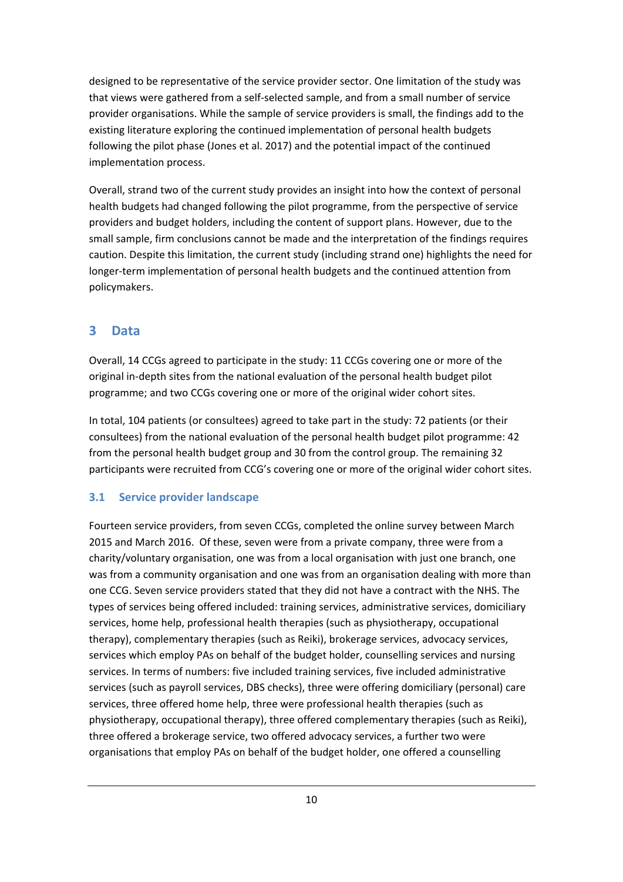designed to be representative of the service provider sector. One limitation of the study was that views were gathered from a self-selected sample, and from a small number of service provider organisations. While the sample of service providers is small, the findings add to the existing literature exploring the continued implementation of personal health budgets following the pilot phase (Jones et al. 2017) and the potential impact of the continued implementation process.

Overall, strand two of the current study provides an insight into how the context of personal health budgets had changed following the pilot programme, from the perspective of service providers and budget holders, including the content of support plans. However, due to the small sample, firm conclusions cannot be made and the interpretation of the findings requires caution. Despite this limitation, the current study (including strand one) highlights the need for longer-term implementation of personal health budgets and the continued attention from policymakers.

## 3 Data

Overall, 14 CCGs agreed to participate in the study: 11 CCGs covering one or more of the original in-depth sites from the national evaluation of the personal health budget pilot programme; and two CCGs covering one or more of the original wider cohort sites.

In total, 104 patients (or consultees) agreed to take part in the study: 72 patients (or their consultees) from the national evaluation of the personal health budget pilot programme: 42 from the personal health budget group and 30 from the control group. The remaining 32 participants were recruited from CCG's covering one or more of the original wider cohort sites.

### 3.1 Service provider landscape

Fourteen service providers, from seven CCGs, completed the online survey between March 2015 and March 2016. Of these, seven were from a private company, three were from a charity/voluntary organisation, one was from a local organisation with just one branch, one was from a community organisation and one was from an organisation dealing with more than one CCG. Seven service providers stated that they did not have a contract with the NHS. The types of services being offered included: training services, administrative services, domiciliary services, home help, professional health therapies (such as physiotherapy, occupational therapy), complementary therapies (such as Reiki), brokerage services, advocacy services, services which employ PAs on behalf of the budget holder, counselling services and nursing services. In terms of numbers: five included training services, five included administrative services (such as payroll services, DBS checks), three were offering domiciliary (personal) care services, three offered home help, three were professional health therapies (such as physiotherapy, occupational therapy), three offered complementary therapies (such as Reiki), three offered a brokerage service, two offered advocacy services, a further two were organisations that employ PAs on behalf of the budget holder, one offered a counselling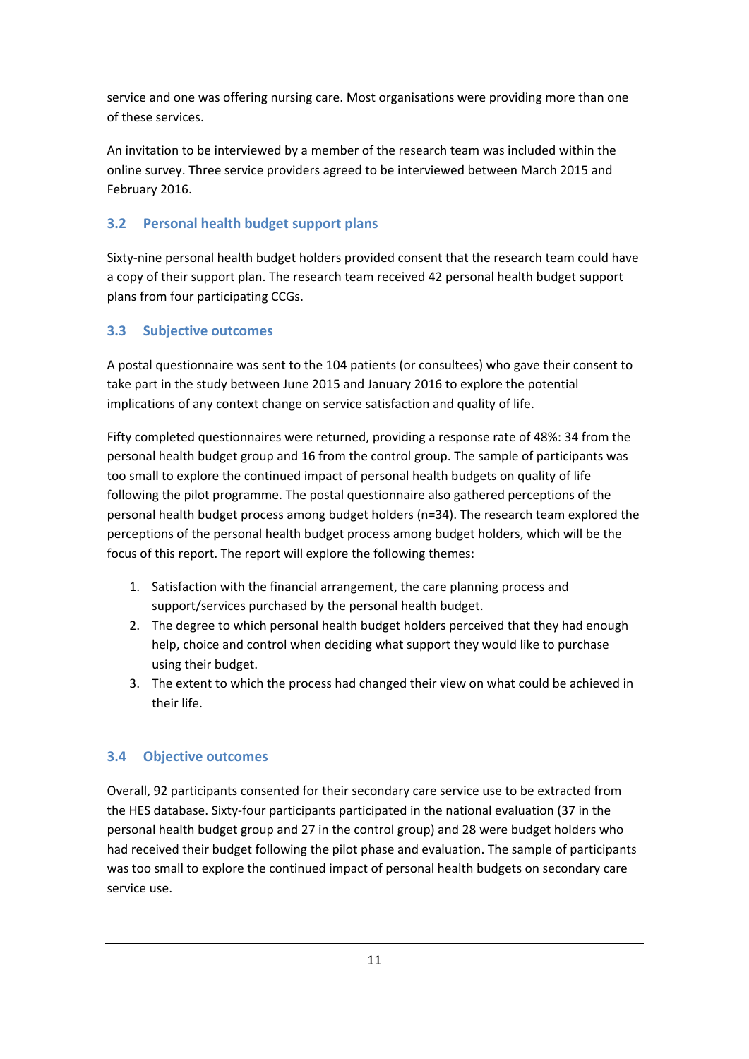service and one was offering nursing care. Most organisations were providing more than one of these services.

An invitation to be interviewed by a member of the research team was included within the online survey. Three service providers agreed to be interviewed between March 2015 and February 2016.

### 3.2 Personal health budget support plans

Sixty-nine personal health budget holders provided consent that the research team could have a copy of their support plan. The research team received 42 personal health budget support plans from four participating CCGs.

### 3.3 Subjective outcomes

A postal questionnaire was sent to the 104 patients (or consultees) who gave their consent to take part in the study between June 2015 and January 2016 to explore the potential implications of any context change on service satisfaction and quality of life.

Fifty completed questionnaires were returned, providing a response rate of 48%: 34 from the personal health budget group and 16 from the control group. The sample of participants was too small to explore the continued impact of personal health budgets on quality of life following the pilot programme. The postal questionnaire also gathered perceptions of the personal health budget process among budget holders (n=34). The research team explored the perceptions of the personal health budget process among budget holders, which will be the focus of this report. The report will explore the following themes:

1. Satisfaction with the financial arrangement, the care planning process and support/services purchased by the personal health budget.
2. The degree to which personal health budget holders perceived that they had enough help, choice and control when deciding what support they would like to purchase using their budget.
3. The extent to which the process had changed their view on what could be achieved in their life.

### 3.4 Objective outcomes

Overall, 92 participants consented for their secondary care service use to be extracted from the HES database. Sixty-four participants participated in the national evaluation (37 in the personal health budget group and 27 in the control group) and 28 were budget holders who had received their budget following the pilot phase and evaluation. The sample of participants was too small to explore the continued impact of personal health budgets on secondary care service use.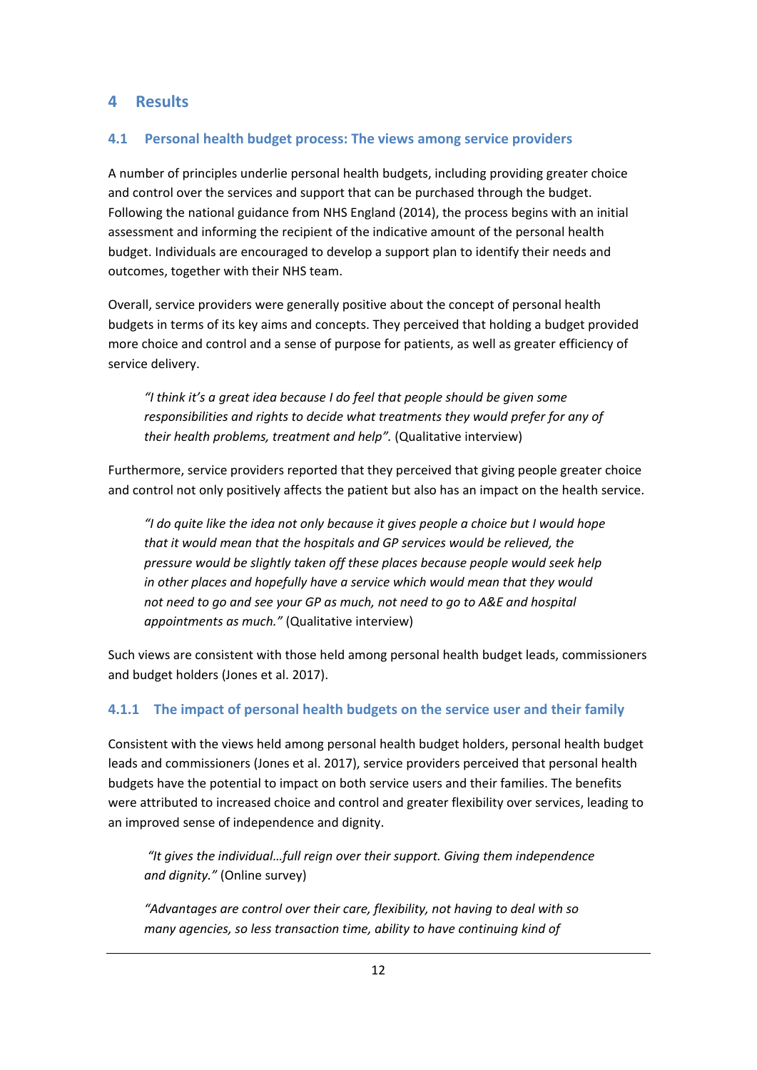# 4 Results

## 4.1 Personal health budget process: The views among service providers

A number of principles underlie personal health budgets, including providing greater choice and control over the services and support that can be purchased through the budget. Following the national guidance from NHS England (2014), the process begins with an initial assessment and informing the recipient of the indicative amount of the personal health budget. Individuals are encouraged to develop a support plan to identify their needs and outcomes, together with their NHS team.

Overall, service providers were generally positive about the concept of personal health budgets in terms of its key aims and concepts. They perceived that holding a budget provided more choice and control and a sense of purpose for patients, as well as greater efficiency of service delivery.

> *"I think it's a great idea because I do feel that people should be given some responsibilities and rights to decide what treatments they would prefer for any of their health problems, treatment and help".* (Qualitative interview)

Furthermore, service providers reported that they perceived that giving people greater choice and control not only positively affects the patient but also has an impact on the health service.

> *"I do quite like the idea not only because it gives people a choice but I would hope that it would mean that the hospitals and GP services would be relieved, the pressure would be slightly taken off these places because people would seek help in other places and hopefully have a service which would mean that they would not need to go and see your GP as much, not need to go to A&E and hospital appointments as much."* (Qualitative interview)

Such views are consistent with those held among personal health budget leads, commissioners and budget holders (Jones et al. 2017).

### 4.1.1 The impact of personal health budgets on the service user and their family

Consistent with the views held among personal health budget holders, personal health budget leads and commissioners (Jones et al. 2017), service providers perceived that personal health budgets have the potential to impact on both service users and their families. The benefits were attributed to increased choice and control and greater flexibility over services, leading to an improved sense of independence and dignity.

> *"It gives the individual…full reign over their support. Giving them independence and dignity."* (Online survey)

> *"Advantages are control over their care, flexibility, not having to deal with so many agencies, so less transaction time, ability to have continuing kind of*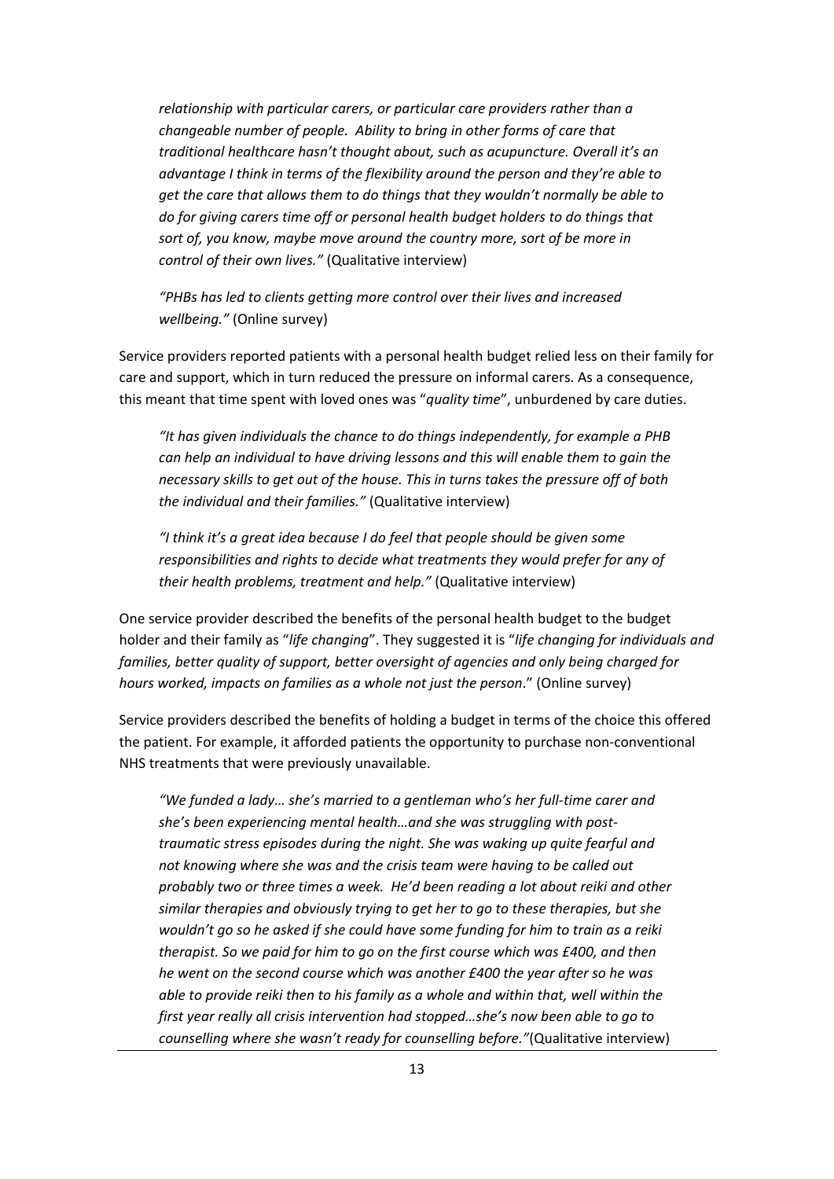> *relationship with particular carers, or particular care providers rather than a changeable number of people. Ability to bring in other forms of care that traditional healthcare hasn't thought about, such as acupuncture. Overall it's an advantage I think in terms of the flexibility around the person and they're able to get the care that allows them to do things that they wouldn't normally be able to do for giving carers time off or personal health budget holders to do things that sort of, you know, maybe move around the country more, sort of be more in control of their own lives."* (Qualitative interview)

> *"PHBs has led to clients getting more control over their lives and increased wellbeing."* (Online survey)

Service providers reported patients with a personal health budget relied less on their family for care and support, which in turn reduced the pressure on informal carers. As a consequence, this meant that time spent with loved ones was "*quality time*", unburdened by care duties.

> *"It has given individuals the chance to do things independently, for example a PHB can help an individual to have driving lessons and this will enable them to gain the necessary skills to get out of the house. This in turns takes the pressure off of both the individual and their families."* (Qualitative interview)

> *"I think it's a great idea because I do feel that people should be given some responsibilities and rights to decide what treatments they would prefer for any of their health problems, treatment and help."* (Qualitative interview)

One service provider described the benefits of the personal health budget to the budget holder and their family as "*life changing*". They suggested it is "*life changing for individuals and families, better quality of support, better oversight of agencies and only being charged for hours worked, impacts on families as a whole not just the person*." (Online survey)

Service providers described the benefits of holding a budget in terms of the choice this offered the patient. For example, it afforded patients the opportunity to purchase non-conventional NHS treatments that were previously unavailable.

> *"We funded a lady… she's married to a gentleman who's her full-time carer and she's been experiencing mental health…and she was struggling with post-traumatic stress episodes during the night. She was waking up quite fearful and not knowing where she was and the crisis team were having to be called out probably two or three times a week. He'd been reading a lot about reiki and other similar therapies and obviously trying to get her to go to these therapies, but she wouldn't go so he asked if she could have some funding for him to train as a reiki therapist. So we paid for him to go on the first course which was £400, and then he went on the second course which was another £400 the year after so he was able to provide reiki then to his family as a whole and within that, well within the first year really all crisis intervention had stopped…she's now been able to go to counselling where she wasn't ready for counselling before."*(Qualitative interview)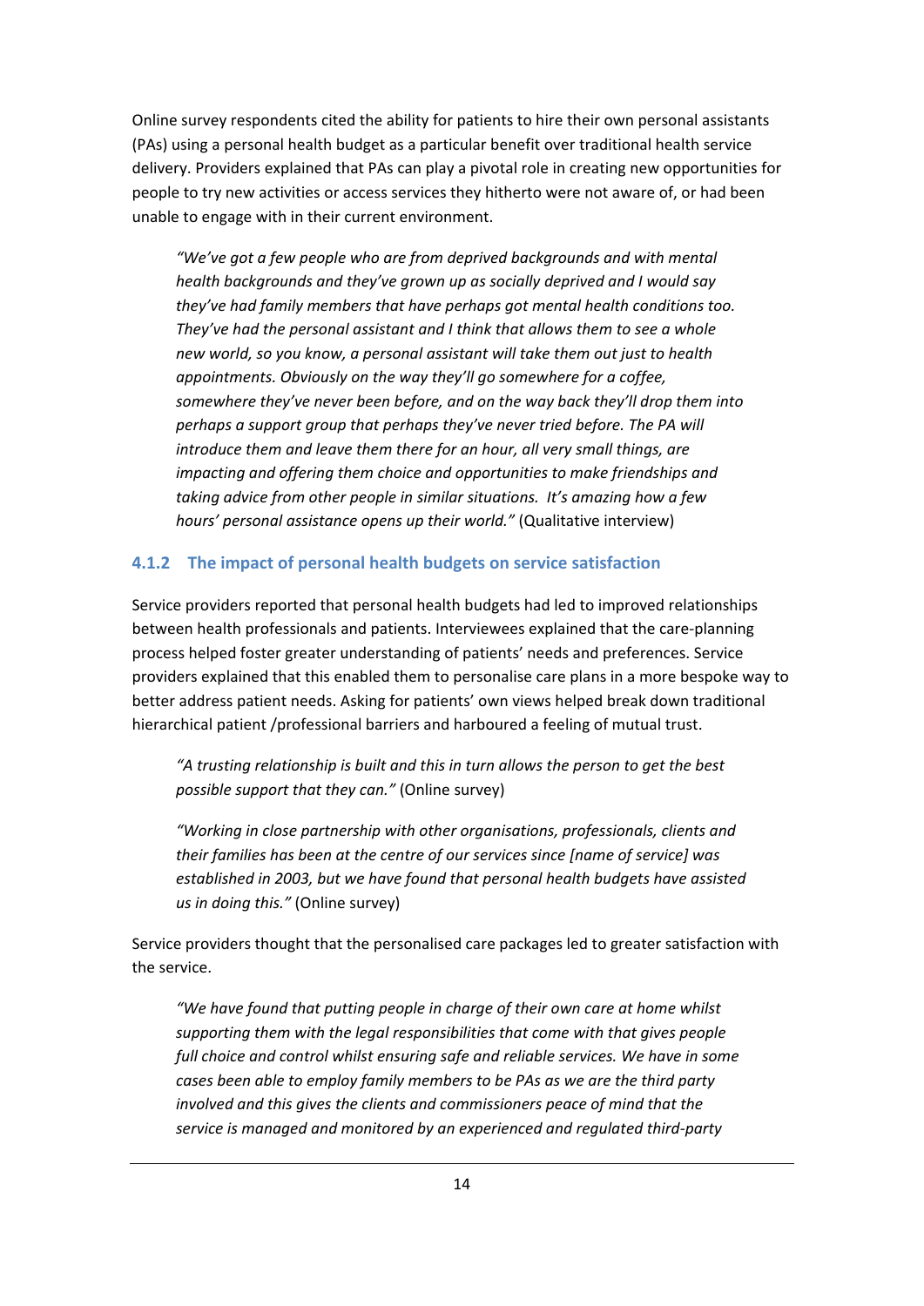Online survey respondents cited the ability for patients to hire their own personal assistants (PAs) using a personal health budget as a particular benefit over traditional health service delivery. Providers explained that PAs can play a pivotal role in creating new opportunities for people to try new activities or access services they hitherto were not aware of, or had been unable to engage with in their current environment.

> *"We've got a few people who are from deprived backgrounds and with mental health backgrounds and they've grown up as socially deprived and I would say they've had family members that have perhaps got mental health conditions too. They've had the personal assistant and I think that allows them to see a whole new world, so you know, a personal assistant will take them out just to health appointments. Obviously on the way they'll go somewhere for a coffee, somewhere they've never been before, and on the way back they'll drop them into perhaps a support group that perhaps they've never tried before. The PA will introduce them and leave them there for an hour, all very small things, are impacting and offering them choice and opportunities to make friendships and taking advice from other people in similar situations. It's amazing how a few hours' personal assistance opens up their world."* (Qualitative interview)

### 4.1.2 The impact of personal health budgets on service satisfaction

Service providers reported that personal health budgets had led to improved relationships between health professionals and patients. Interviewees explained that the care-planning process helped foster greater understanding of patients' needs and preferences. Service providers explained that this enabled them to personalise care plans in a more bespoke way to better address patient needs. Asking for patients' own views helped break down traditional hierarchical patient /professional barriers and harboured a feeling of mutual trust.

> *"A trusting relationship is built and this in turn allows the person to get the best possible support that they can."* (Online survey)

> *"Working in close partnership with other organisations, professionals, clients and their families has been at the centre of our services since [name of service] was established in 2003, but we have found that personal health budgets have assisted us in doing this."* (Online survey)

Service providers thought that the personalised care packages led to greater satisfaction with the service.

> *"We have found that putting people in charge of their own care at home whilst supporting them with the legal responsibilities that come with that gives people full choice and control whilst ensuring safe and reliable services. We have in some cases been able to employ family members to be PAs as we are the third party involved and this gives the clients and commissioners peace of mind that the service is managed and monitored by an experienced and regulated third-party*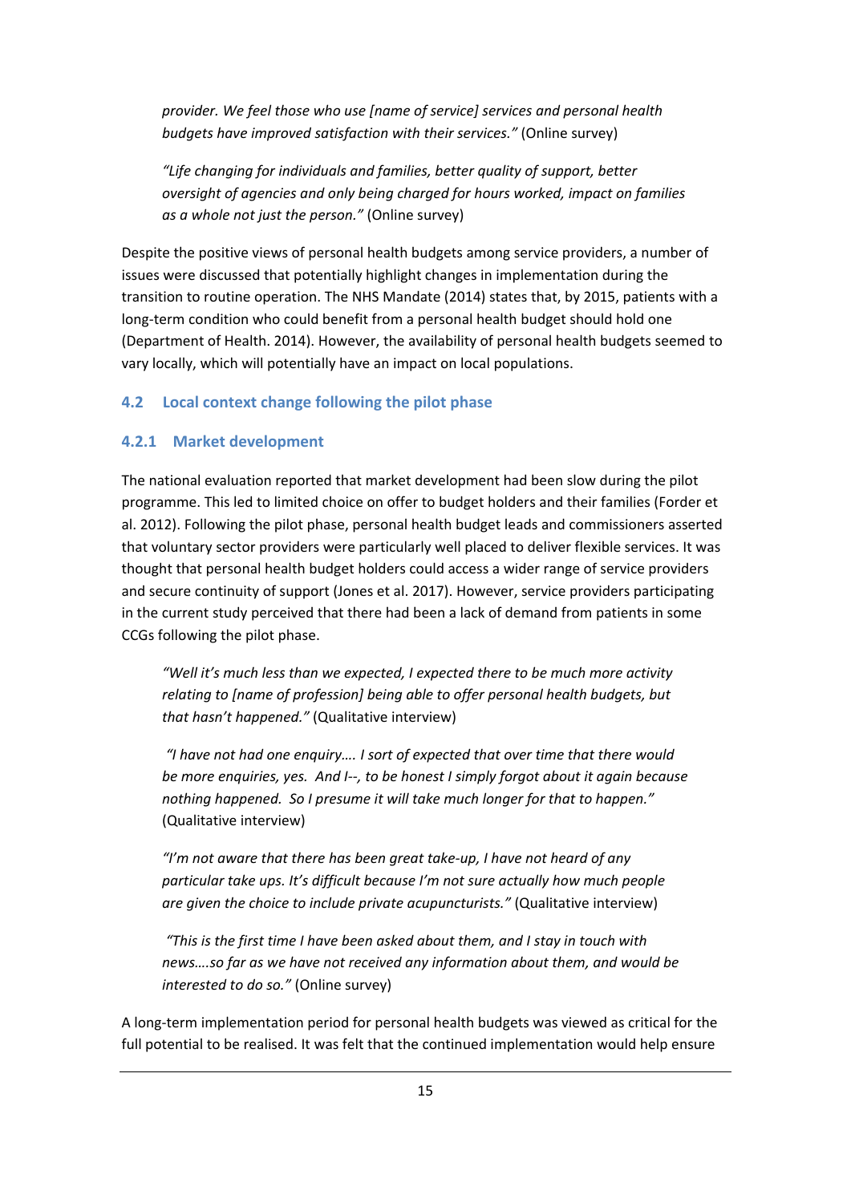*provider. We feel those who use [name of service] services and personal health budgets have improved satisfaction with their services."* (Online survey)

*"Life changing for individuals and families, better quality of support, better oversight of agencies and only being charged for hours worked, impact on families as a whole not just the person."* (Online survey)

Despite the positive views of personal health budgets among service providers, a number of issues were discussed that potentially highlight changes in implementation during the transition to routine operation. The NHS Mandate (2014) states that, by 2015, patients with a long-term condition who could benefit from a personal health budget should hold one (Department of Health. 2014). However, the availability of personal health budgets seemed to vary locally, which will potentially have an impact on local populations.

## 4.2 Local context change following the pilot phase

### 4.2.1 Market development

The national evaluation reported that market development had been slow during the pilot programme. This led to limited choice on offer to budget holders and their families (Forder et al. 2012). Following the pilot phase, personal health budget leads and commissioners asserted that voluntary sector providers were particularly well placed to deliver flexible services. It was thought that personal health budget holders could access a wider range of service providers and secure continuity of support (Jones et al. 2017). However, service providers participating in the current study perceived that there had been a lack of demand from patients in some CCGs following the pilot phase.

*"Well it's much less than we expected, I expected there to be much more activity relating to [name of profession] being able to offer personal health budgets, but that hasn't happened."* (Qualitative interview)

*"I have not had one enquiry…. I sort of expected that over time that there would be more enquiries, yes. And I--, to be honest I simply forgot about it again because nothing happened. So I presume it will take much longer for that to happen."* (Qualitative interview)

*"I'm not aware that there has been great take-up, I have not heard of any particular take ups. It's difficult because I'm not sure actually how much people are given the choice to include private acupuncturists."* (Qualitative interview)

*"This is the first time I have been asked about them, and I stay in touch with news….so far as we have not received any information about them, and would be interested to do so."* (Online survey)

A long-term implementation period for personal health budgets was viewed as critical for the full potential to be realised. It was felt that the continued implementation would help ensure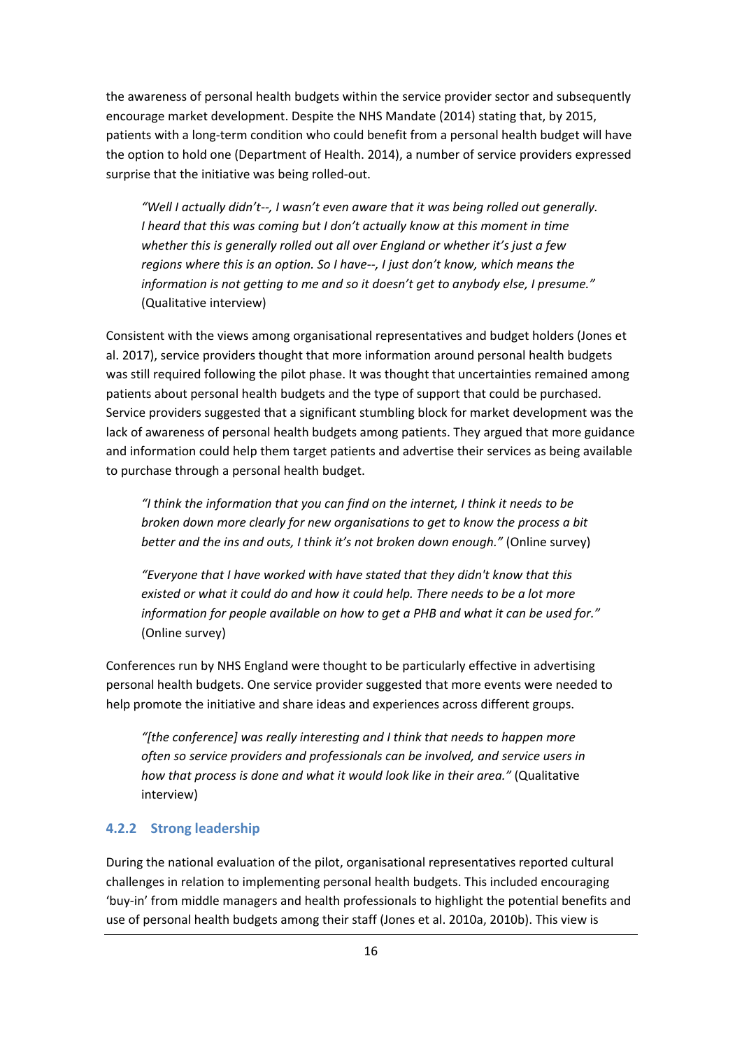the awareness of personal health budgets within the service provider sector and subsequently encourage market development. Despite the NHS Mandate (2014) stating that, by 2015, patients with a long-term condition who could benefit from a personal health budget will have the option to hold one (Department of Health. 2014), a number of service providers expressed surprise that the initiative was being rolled-out.

> *"Well I actually didn't--, I wasn't even aware that it was being rolled out generally. I heard that this was coming but I don't actually know at this moment in time whether this is generally rolled out all over England or whether it's just a few regions where this is an option. So I have--, I just don't know, which means the information is not getting to me and so it doesn't get to anybody else, I presume."* (Qualitative interview)

Consistent with the views among organisational representatives and budget holders (Jones et al. 2017), service providers thought that more information around personal health budgets was still required following the pilot phase. It was thought that uncertainties remained among patients about personal health budgets and the type of support that could be purchased. Service providers suggested that a significant stumbling block for market development was the lack of awareness of personal health budgets among patients. They argued that more guidance and information could help them target patients and advertise their services as being available to purchase through a personal health budget.

> *"I think the information that you can find on the internet, I think it needs to be broken down more clearly for new organisations to get to know the process a bit better and the ins and outs, I think it's not broken down enough."* (Online survey)

> *"Everyone that I have worked with have stated that they didn't know that this existed or what it could do and how it could help. There needs to be a lot more information for people available on how to get a PHB and what it can be used for."* (Online survey)

Conferences run by NHS England were thought to be particularly effective in advertising personal health budgets. One service provider suggested that more events were needed to help promote the initiative and share ideas and experiences across different groups.

> *"[the conference] was really interesting and I think that needs to happen more often so service providers and professionals can be involved, and service users in how that process is done and what it would look like in their area."* (Qualitative interview)

### 4.2.2 Strong leadership

During the national evaluation of the pilot, organisational representatives reported cultural challenges in relation to implementing personal health budgets. This included encouraging 'buy-in' from middle managers and health professionals to highlight the potential benefits and use of personal health budgets among their staff (Jones et al. 2010a, 2010b). This view is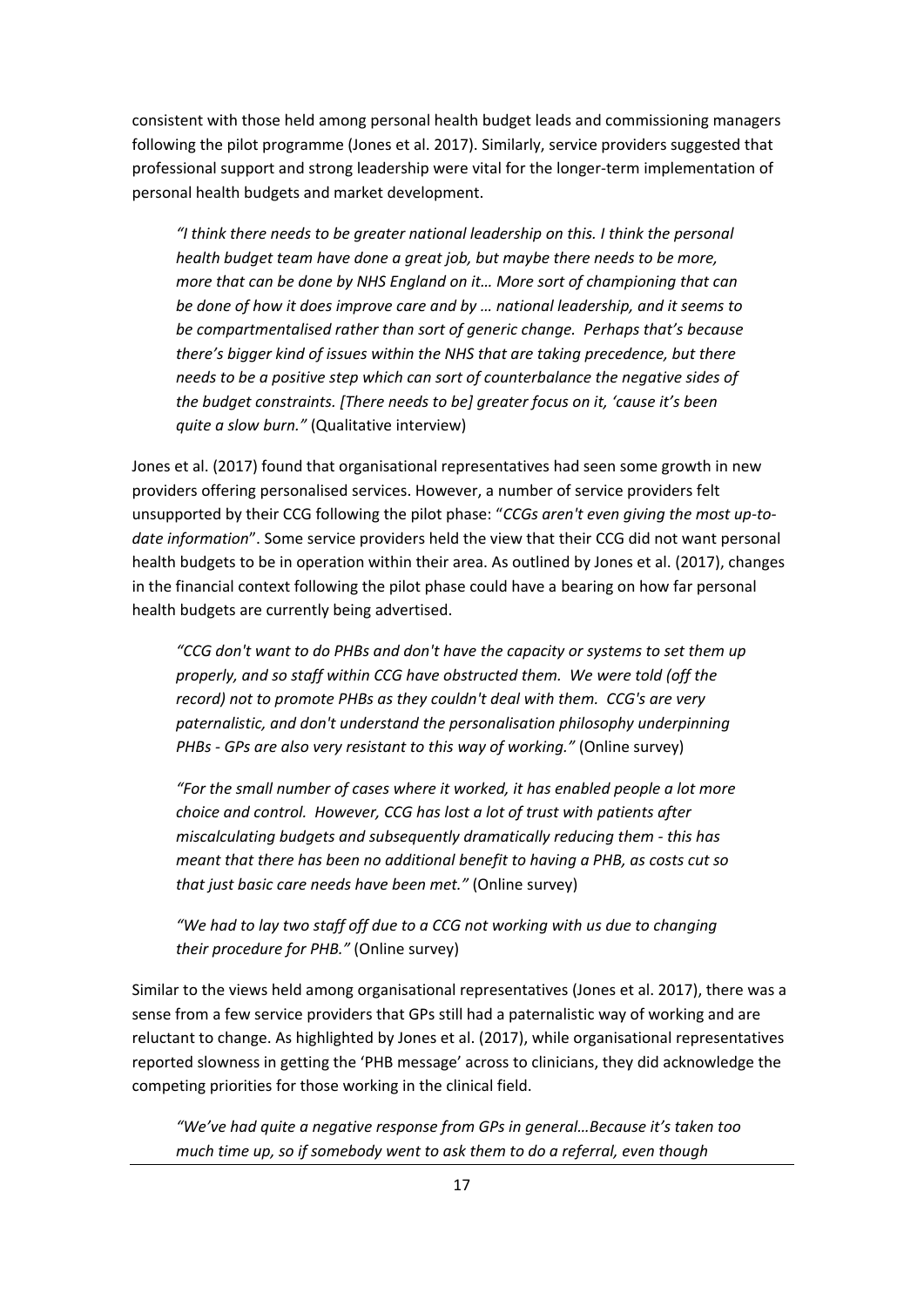consistent with those held among personal health budget leads and commissioning managers following the pilot programme (Jones et al. 2017). Similarly, service providers suggested that professional support and strong leadership were vital for the longer-term implementation of personal health budgets and market development.

> *"I think there needs to be greater national leadership on this. I think the personal health budget team have done a great job, but maybe there needs to be more, more that can be done by NHS England on it… More sort of championing that can be done of how it does improve care and by … national leadership, and it seems to be compartmentalised rather than sort of generic change. Perhaps that's because there's bigger kind of issues within the NHS that are taking precedence, but there needs to be a positive step which can sort of counterbalance the negative sides of the budget constraints. [There needs to be] greater focus on it, 'cause it's been quite a slow burn."* (Qualitative interview)

Jones et al. (2017) found that organisational representatives had seen some growth in new providers offering personalised services. However, a number of service providers felt unsupported by their CCG following the pilot phase: "*CCGs aren't even giving the most up-to-date information*". Some service providers held the view that their CCG did not want personal health budgets to be in operation within their area. As outlined by Jones et al. (2017), changes in the financial context following the pilot phase could have a bearing on how far personal health budgets are currently being advertised.

> *"CCG don't want to do PHBs and don't have the capacity or systems to set them up properly, and so staff within CCG have obstructed them. We were told (off the record) not to promote PHBs as they couldn't deal with them. CCG's are very paternalistic, and don't understand the personalisation philosophy underpinning PHBs - GPs are also very resistant to this way of working."* (Online survey)

> *"For the small number of cases where it worked, it has enabled people a lot more choice and control. However, CCG has lost a lot of trust with patients after miscalculating budgets and subsequently dramatically reducing them - this has meant that there has been no additional benefit to having a PHB, as costs cut so that just basic care needs have been met."* (Online survey)

> *"We had to lay two staff off due to a CCG not working with us due to changing their procedure for PHB."* (Online survey)

Similar to the views held among organisational representatives (Jones et al. 2017), there was a sense from a few service providers that GPs still had a paternalistic way of working and are reluctant to change. As highlighted by Jones et al. (2017), while organisational representatives reported slowness in getting the 'PHB message' across to clinicians, they did acknowledge the competing priorities for those working in the clinical field.

> *"We've had quite a negative response from GPs in general…Because it's taken too much time up, so if somebody went to ask them to do a referral, even though*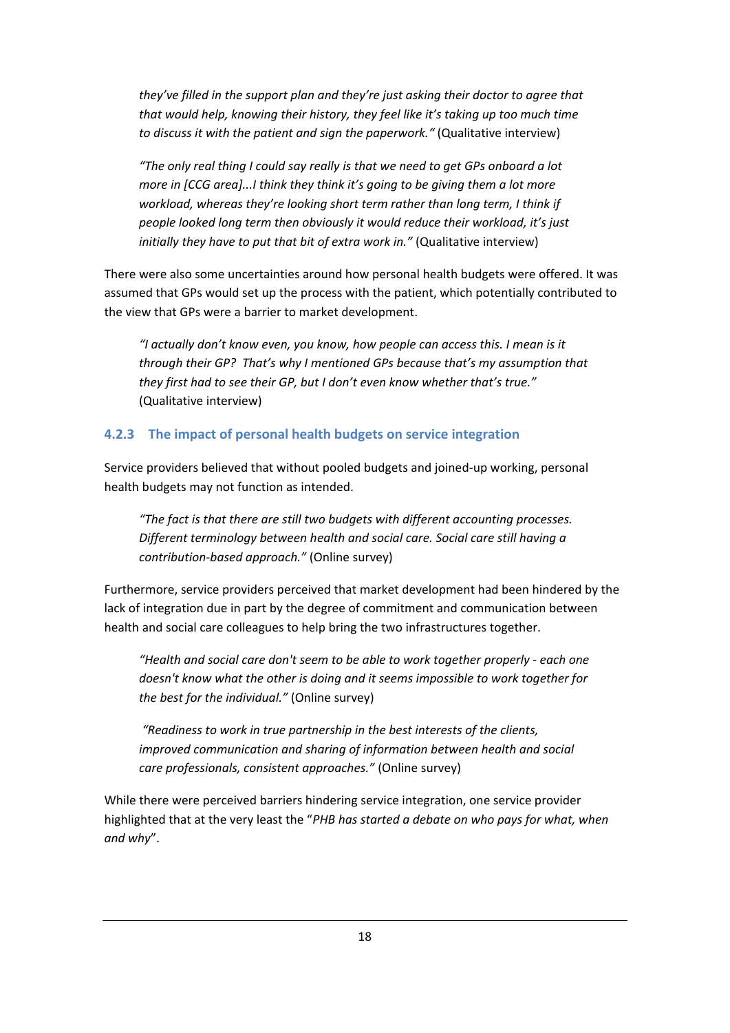*they've filled in the support plan and they're just asking their doctor to agree that that would help, knowing their history, they feel like it's taking up too much time to discuss it with the patient and sign the paperwork."* (Qualitative interview)

> *"The only real thing I could say really is that we need to get GPs onboard a lot more in [CCG area]...I think they think it's going to be giving them a lot more workload, whereas they're looking short term rather than long term, I think if people looked long term then obviously it would reduce their workload, it's just initially they have to put that bit of extra work in."* (Qualitative interview)

There were also some uncertainties around how personal health budgets were offered. It was assumed that GPs would set up the process with the patient, which potentially contributed to the view that GPs were a barrier to market development.

> *"I actually don't know even, you know, how people can access this. I mean is it through their GP? That's why I mentioned GPs because that's my assumption that they first had to see their GP, but I don't even know whether that's true."* (Qualitative interview)

### 4.2.3 The impact of personal health budgets on service integration

Service providers believed that without pooled budgets and joined-up working, personal health budgets may not function as intended.

> *"The fact is that there are still two budgets with different accounting processes. Different terminology between health and social care. Social care still having a contribution-based approach."* (Online survey)

Furthermore, service providers perceived that market development had been hindered by the lack of integration due in part by the degree of commitment and communication between health and social care colleagues to help bring the two infrastructures together.

> *"Health and social care don't seem to be able to work together properly - each one doesn't know what the other is doing and it seems impossible to work together for the best for the individual."* (Online survey)

> *"Readiness to work in true partnership in the best interests of the clients, improved communication and sharing of information between health and social care professionals, consistent approaches."* (Online survey)

While there were perceived barriers hindering service integration, one service provider highlighted that at the very least the "*PHB has started a debate on who pays for what, when and why*".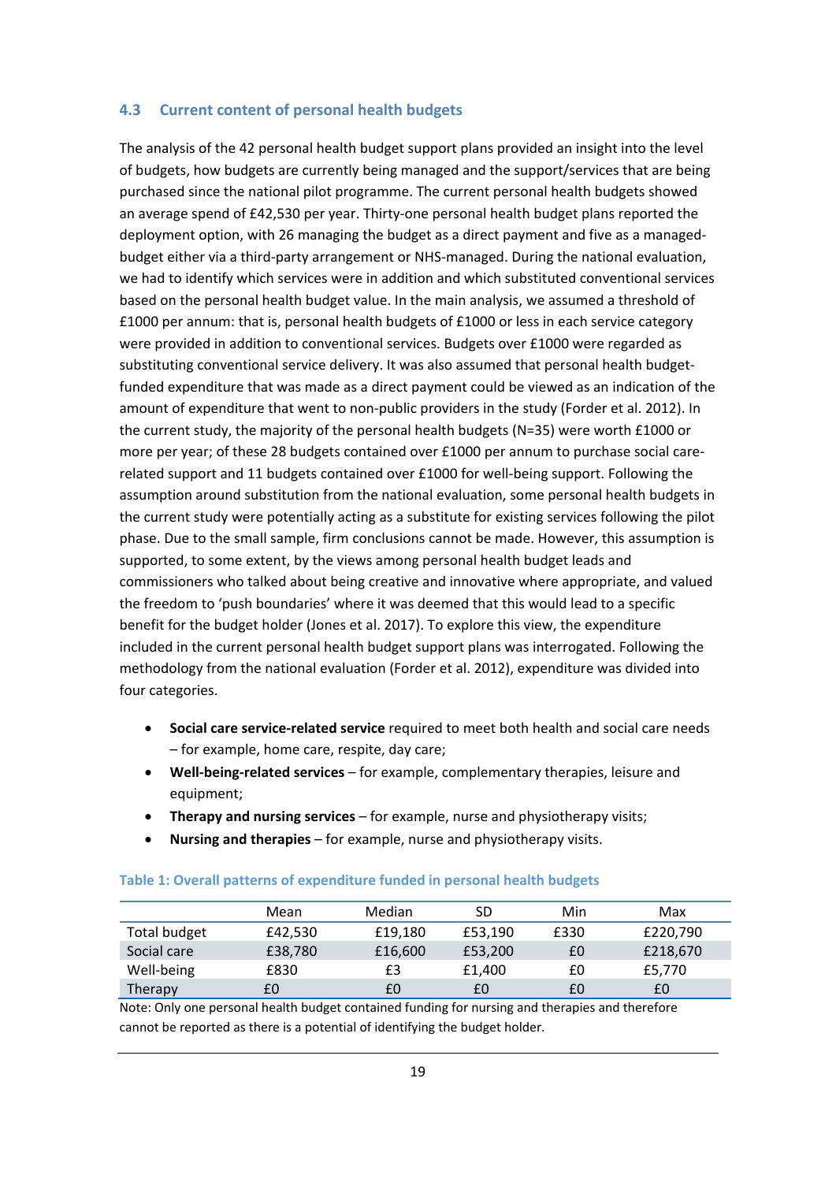### 4.3 Current content of personal health budgets

The analysis of the 42 personal health budget support plans provided an insight into the level of budgets, how budgets are currently being managed and the support/services that are being purchased since the national pilot programme. The current personal health budgets showed an average spend of £42,530 per year. Thirty-one personal health budget plans reported the deployment option, with 26 managing the budget as a direct payment and five as a managed-budget either via a third-party arrangement or NHS-managed. During the national evaluation, we had to identify which services were in addition and which substituted conventional services based on the personal health budget value. In the main analysis, we assumed a threshold of £1000 per annum: that is, personal health budgets of £1000 or less in each service category were provided in addition to conventional services. Budgets over £1000 were regarded as substituting conventional service delivery. It was also assumed that personal health budget-funded expenditure that was made as a direct payment could be viewed as an indication of the amount of expenditure that went to non-public providers in the study (Forder et al. 2012). In the current study, the majority of the personal health budgets (N=35) were worth £1000 or more per year; of these 28 budgets contained over £1000 per annum to purchase social care-related support and 11 budgets contained over £1000 for well-being support. Following the assumption around substitution from the national evaluation, some personal health budgets in the current study were potentially acting as a substitute for existing services following the pilot phase. Due to the small sample, firm conclusions cannot be made. However, this assumption is supported, to some extent, by the views among personal health budget leads and commissioners who talked about being creative and innovative where appropriate, and valued the freedom to 'push boundaries' where it was deemed that this would lead to a specific benefit for the budget holder (Jones et al. 2017). To explore this view, the expenditure included in the current personal health budget support plans was interrogated. Following the methodology from the national evaluation (Forder et al. 2012), expenditure was divided into four categories.

- **Social care service-related service** required to meet both health and social care needs – for example, home care, respite, day care;
- **Well-being-related services** – for example, complementary therapies, leisure and equipment;
- **Therapy and nursing services** – for example, nurse and physiotherapy visits;
- **Nursing and therapies** – for example, nurse and physiotherapy visits.

**Table 1: Overall patterns of expenditure funded in personal health budgets**

| | Mean | Median | SD | Min | Max |
|---|---|---|---|---|---|
| Total budget | £42,530 | £19,180 | £53,190 | £330 | £220,790 |
| Social care | £38,780 | £16,600 | £53,200 | £0 | £218,670 |
| Well-being | £830 | £3 | £1,400 | £0 | £5,770 |
| Therapy | £0 | £0 | £0 | £0 | £0 |

Note: Only one personal health budget contained funding for nursing and therapies and therefore cannot be reported as there is a potential of identifying the budget holder.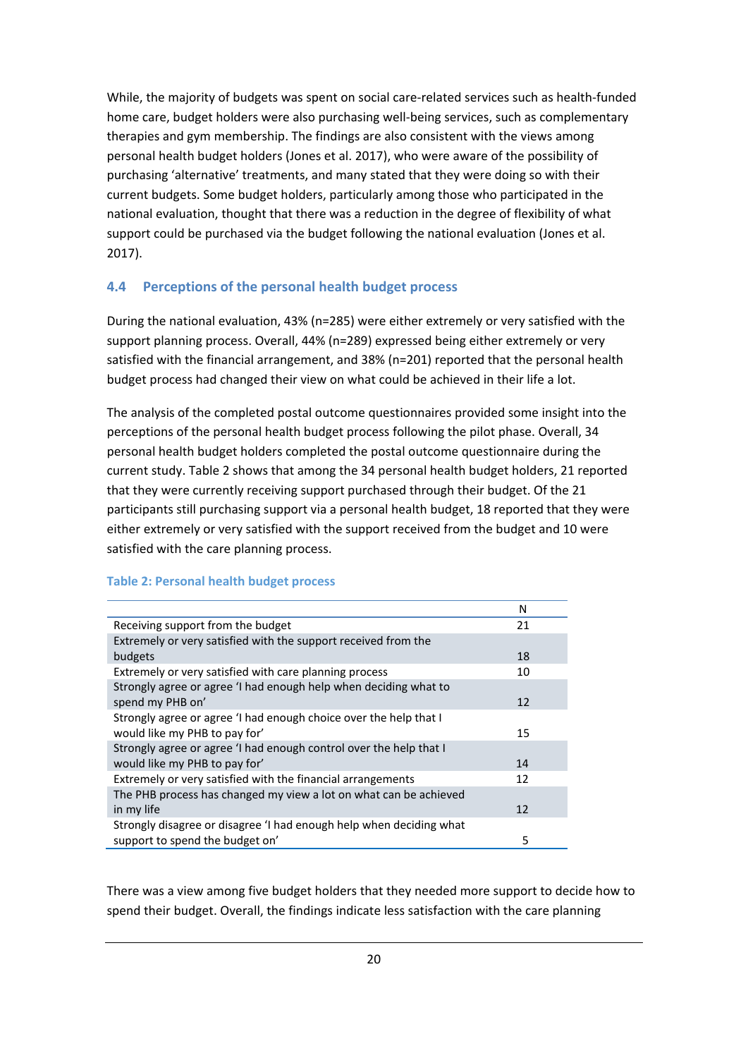While, the majority of budgets was spent on social care-related services such as health-funded home care, budget holders were also purchasing well-being services, such as complementary therapies and gym membership. The findings are also consistent with the views among personal health budget holders (Jones et al. 2017), who were aware of the possibility of purchasing 'alternative' treatments, and many stated that they were doing so with their current budgets. Some budget holders, particularly among those who participated in the national evaluation, thought that there was a reduction in the degree of flexibility of what support could be purchased via the budget following the national evaluation (Jones et al. 2017).

### 4.4 Perceptions of the personal health budget process

During the national evaluation, 43% (n=285) were either extremely or very satisfied with the support planning process. Overall, 44% (n=289) expressed being either extremely or very satisfied with the financial arrangement, and 38% (n=201) reported that the personal health budget process had changed their view on what could be achieved in their life a lot.

The analysis of the completed postal outcome questionnaires provided some insight into the perceptions of the personal health budget process following the pilot phase. Overall, 34 personal health budget holders completed the postal outcome questionnaire during the current study. Table 2 shows that among the 34 personal health budget holders, 21 reported that they were currently receiving support purchased through their budget. Of the 21 participants still purchasing support via a personal health budget, 18 reported that they were either extremely or very satisfied with the support received from the budget and 10 were satisfied with the care planning process.

**Table 2: Personal health budget process**

| | N |
|---|---|
| Receiving support from the budget | 21 |
| Extremely or very satisfied with the support received from the budgets | 18 |
| Extremely or very satisfied with care planning process | 10 |
| Strongly agree or agree 'I had enough help when deciding what to spend my PHB on' | 12 |
| Strongly agree or agree 'I had enough choice over the help that I would like my PHB to pay for' | 15 |
| Strongly agree or agree 'I had enough control over the help that I would like my PHB to pay for' | 14 |
| Extremely or very satisfied with the financial arrangements | 12 |
| The PHB process has changed my view a lot on what can be achieved in my life | 12 |
| Strongly disagree or disagree 'I had enough help when deciding what support to spend the budget on' | 5 |

There was a view among five budget holders that they needed more support to decide how to spend their budget. Overall, the findings indicate less satisfaction with the care planning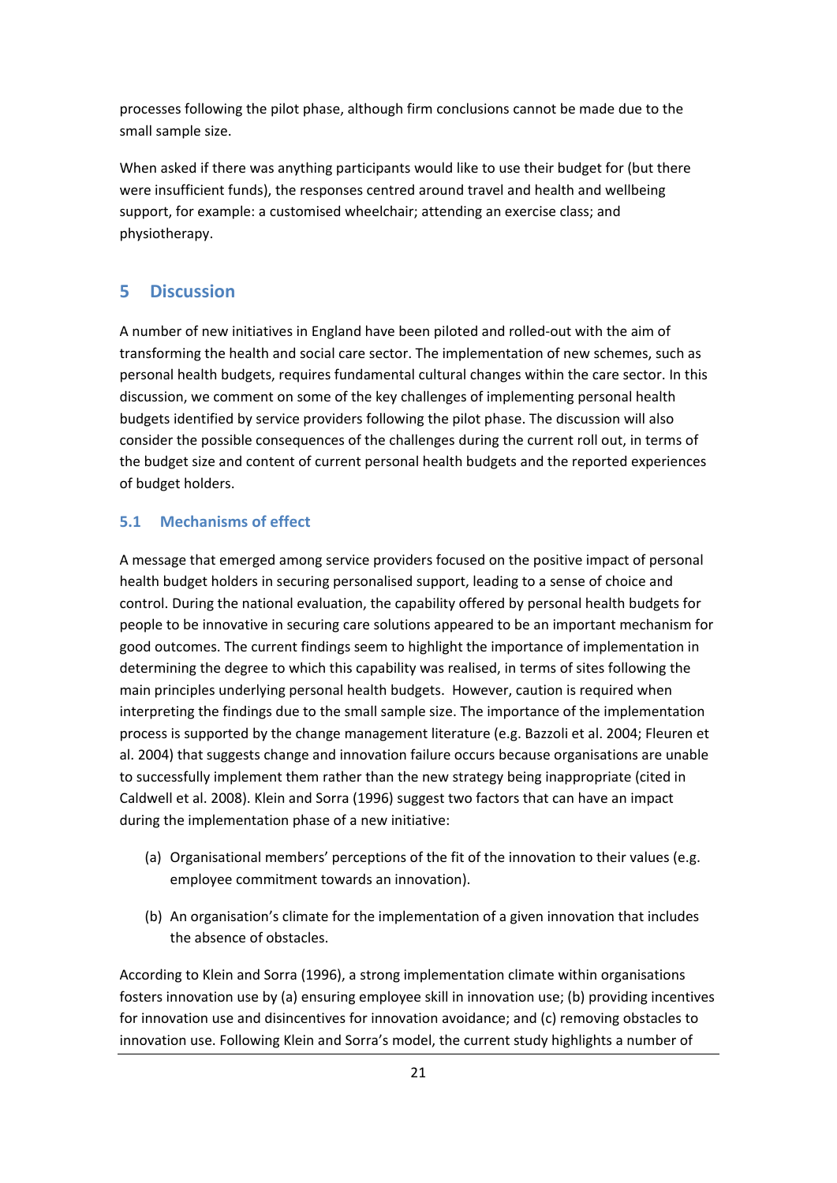processes following the pilot phase, although firm conclusions cannot be made due to the small sample size.

When asked if there was anything participants would like to use their budget for (but there were insufficient funds), the responses centred around travel and health and wellbeing support, for example: a customised wheelchair; attending an exercise class; and physiotherapy.

## 5 Discussion

A number of new initiatives in England have been piloted and rolled-out with the aim of transforming the health and social care sector. The implementation of new schemes, such as personal health budgets, requires fundamental cultural changes within the care sector. In this discussion, we comment on some of the key challenges of implementing personal health budgets identified by service providers following the pilot phase. The discussion will also consider the possible consequences of the challenges during the current roll out, in terms of the budget size and content of current personal health budgets and the reported experiences of budget holders.

### 5.1 Mechanisms of effect

A message that emerged among service providers focused on the positive impact of personal health budget holders in securing personalised support, leading to a sense of choice and control. During the national evaluation, the capability offered by personal health budgets for people to be innovative in securing care solutions appeared to be an important mechanism for good outcomes. The current findings seem to highlight the importance of implementation in determining the degree to which this capability was realised, in terms of sites following the main principles underlying personal health budgets. However, caution is required when interpreting the findings due to the small sample size. The importance of the implementation process is supported by the change management literature (e.g. Bazzoli et al. 2004; Fleuren et al. 2004) that suggests change and innovation failure occurs because organisations are unable to successfully implement them rather than the new strategy being inappropriate (cited in Caldwell et al. 2008). Klein and Sorra (1996) suggest two factors that can have an impact during the implementation phase of a new initiative:

(a) Organisational members' perceptions of the fit of the innovation to their values (e.g. employee commitment towards an innovation).

(b) An organisation's climate for the implementation of a given innovation that includes the absence of obstacles.

According to Klein and Sorra (1996), a strong implementation climate within organisations fosters innovation use by (a) ensuring employee skill in innovation use; (b) providing incentives for innovation use and disincentives for innovation avoidance; and (c) removing obstacles to innovation use. Following Klein and Sorra's model, the current study highlights a number of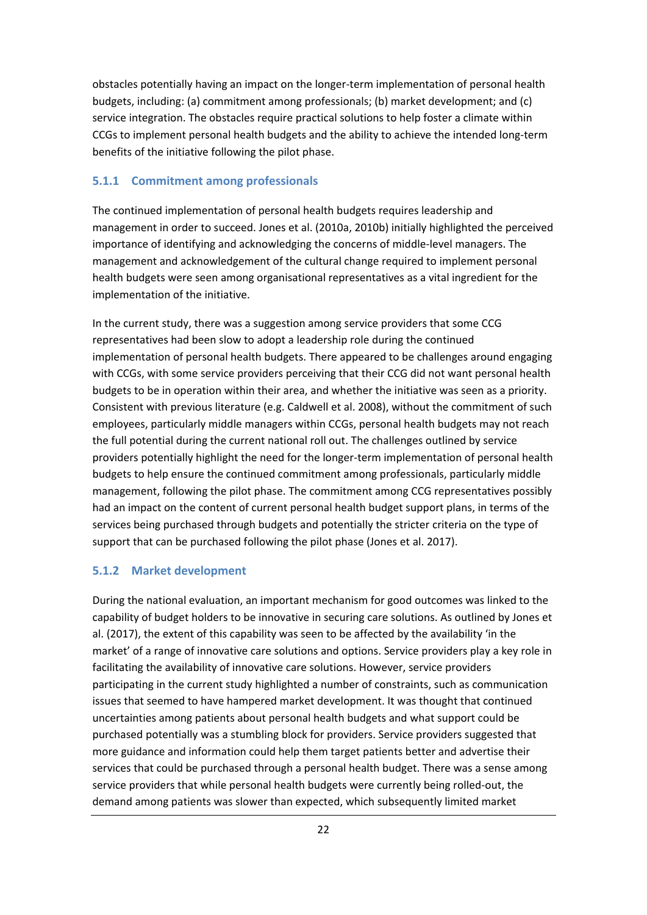obstacles potentially having an impact on the longer-term implementation of personal health budgets, including: (a) commitment among professionals; (b) market development; and (c) service integration. The obstacles require practical solutions to help foster a climate within CCGs to implement personal health budgets and the ability to achieve the intended long-term benefits of the initiative following the pilot phase.

### 5.1.1 Commitment among professionals

The continued implementation of personal health budgets requires leadership and management in order to succeed. Jones et al. (2010a, 2010b) initially highlighted the perceived importance of identifying and acknowledging the concerns of middle-level managers. The management and acknowledgement of the cultural change required to implement personal health budgets were seen among organisational representatives as a vital ingredient for the implementation of the initiative.

In the current study, there was a suggestion among service providers that some CCG representatives had been slow to adopt a leadership role during the continued implementation of personal health budgets. There appeared to be challenges around engaging with CCGs, with some service providers perceiving that their CCG did not want personal health budgets to be in operation within their area, and whether the initiative was seen as a priority. Consistent with previous literature (e.g. Caldwell et al. 2008), without the commitment of such employees, particularly middle managers within CCGs, personal health budgets may not reach the full potential during the current national roll out. The challenges outlined by service providers potentially highlight the need for the longer-term implementation of personal health budgets to help ensure the continued commitment among professionals, particularly middle management, following the pilot phase. The commitment among CCG representatives possibly had an impact on the content of current personal health budget support plans, in terms of the services being purchased through budgets and potentially the stricter criteria on the type of support that can be purchased following the pilot phase (Jones et al. 2017).

### 5.1.2 Market development

During the national evaluation, an important mechanism for good outcomes was linked to the capability of budget holders to be innovative in securing care solutions. As outlined by Jones et al. (2017), the extent of this capability was seen to be affected by the availability 'in the market' of a range of innovative care solutions and options. Service providers play a key role in facilitating the availability of innovative care solutions. However, service providers participating in the current study highlighted a number of constraints, such as communication issues that seemed to have hampered market development. It was thought that continued uncertainties among patients about personal health budgets and what support could be purchased potentially was a stumbling block for providers. Service providers suggested that more guidance and information could help them target patients better and advertise their services that could be purchased through a personal health budget. There was a sense among service providers that while personal health budgets were currently being rolled-out, the demand among patients was slower than expected, which subsequently limited market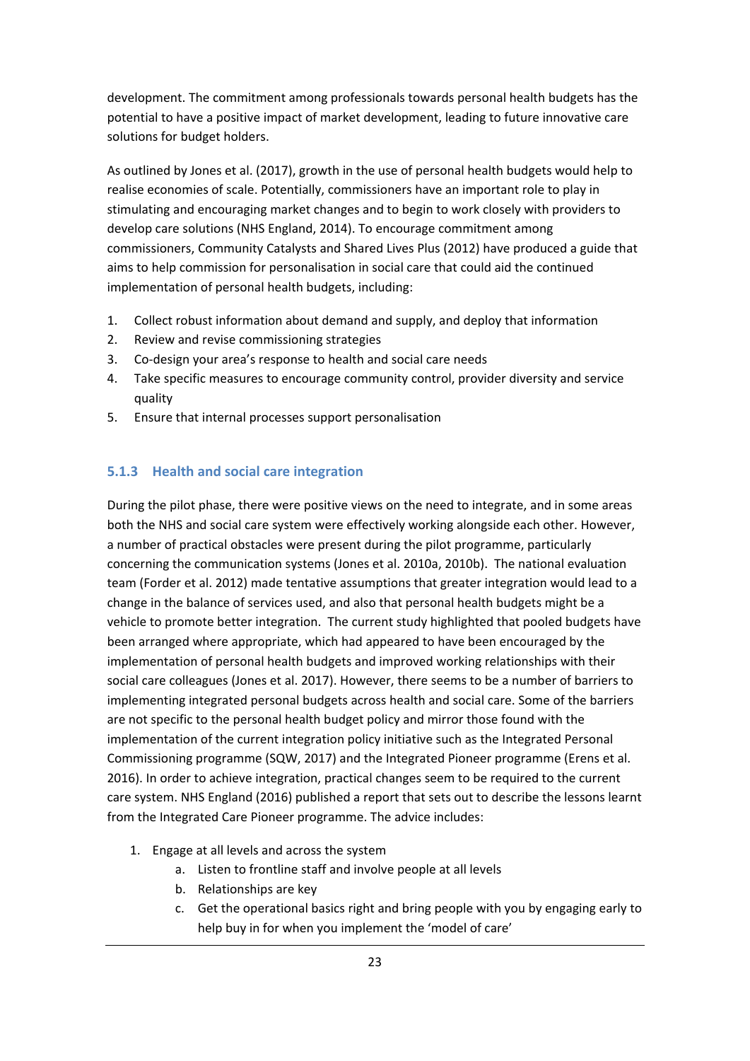development. The commitment among professionals towards personal health budgets has the potential to have a positive impact of market development, leading to future innovative care solutions for budget holders.

As outlined by Jones et al. (2017), growth in the use of personal health budgets would help to realise economies of scale. Potentially, commissioners have an important role to play in stimulating and encouraging market changes and to begin to work closely with providers to develop care solutions (NHS England, 2014). To encourage commitment among commissioners, Community Catalysts and Shared Lives Plus (2012) have produced a guide that aims to help commission for personalisation in social care that could aid the continued implementation of personal health budgets, including:

1. Collect robust information about demand and supply, and deploy that information
2. Review and revise commissioning strategies
3. Co-design your area's response to health and social care needs
4. Take specific measures to encourage community control, provider diversity and service quality
5. Ensure that internal processes support personalisation

### 5.1.3 Health and social care integration

During the pilot phase, there were positive views on the need to integrate, and in some areas both the NHS and social care system were effectively working alongside each other. However, a number of practical obstacles were present during the pilot programme, particularly concerning the communication systems (Jones et al. 2010a, 2010b). The national evaluation team (Forder et al. 2012) made tentative assumptions that greater integration would lead to a change in the balance of services used, and also that personal health budgets might be a vehicle to promote better integration. The current study highlighted that pooled budgets have been arranged where appropriate, which had appeared to have been encouraged by the implementation of personal health budgets and improved working relationships with their social care colleagues (Jones et al. 2017). However, there seems to be a number of barriers to implementing integrated personal budgets across health and social care. Some of the barriers are not specific to the personal health budget policy and mirror those found with the implementation of the current integration policy initiative such as the Integrated Personal Commissioning programme (SQW, 2017) and the Integrated Pioneer programme (Erens et al. 2016). In order to achieve integration, practical changes seem to be required to the current care system. NHS England (2016) published a report that sets out to describe the lessons learnt from the Integrated Care Pioneer programme. The advice includes:

1. Engage at all levels and across the system
    a. Listen to frontline staff and involve people at all levels
    b. Relationships are key
    c. Get the operational basics right and bring people with you by engaging early to help buy in for when you implement the 'model of care'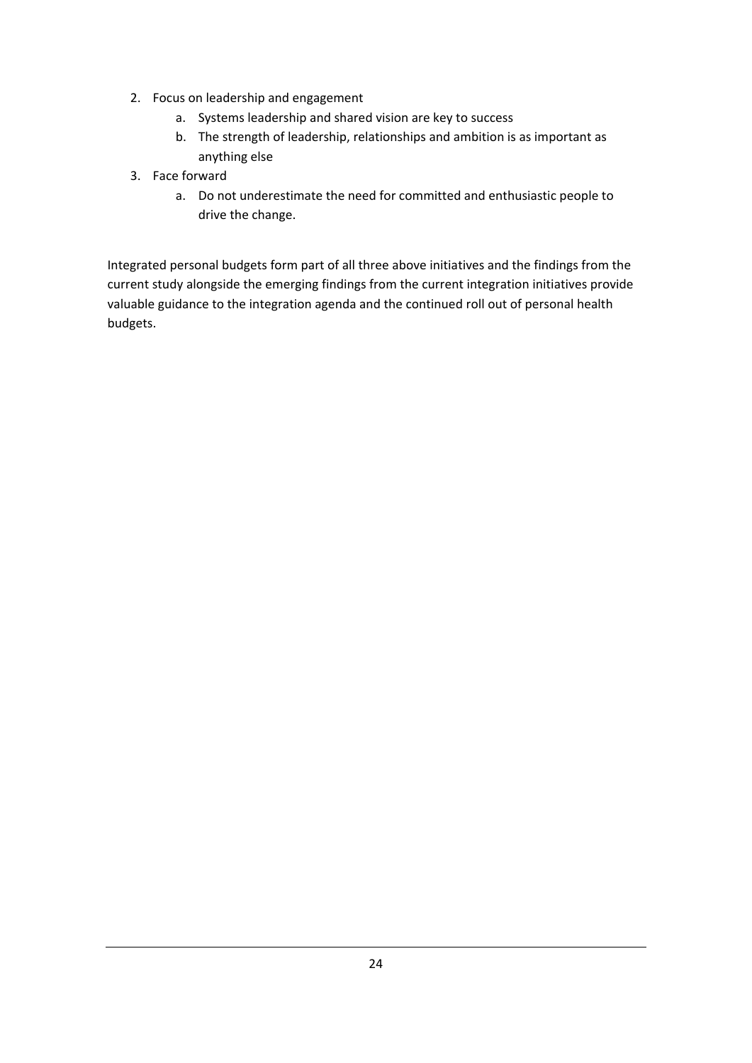2. Focus on leadership and engagement
    a. Systems leadership and shared vision are key to success
    b. The strength of leadership, relationships and ambition is as important as anything else
3. Face forward
    a. Do not underestimate the need for committed and enthusiastic people to drive the change.

Integrated personal budgets form part of all three above initiatives and the findings from the current study alongside the emerging findings from the current integration initiatives provide valuable guidance to the integration agenda and the continued roll out of personal health budgets.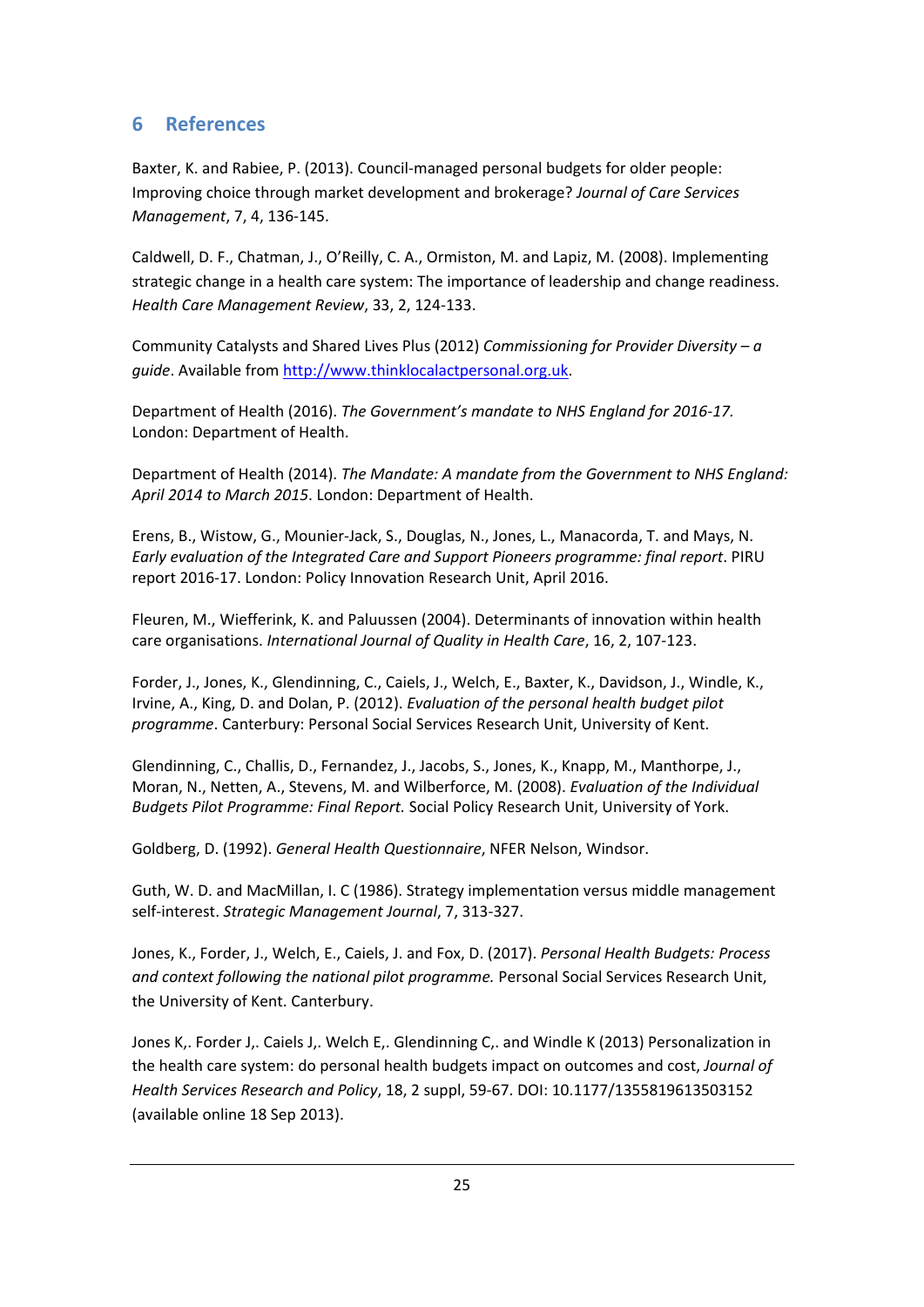## 6 References

Baxter, K. and Rabiee, P. (2013). Council-managed personal budgets for older people: Improving choice through market development and brokerage? *Journal of Care Services Management*, 7, 4, 136-145.

Caldwell, D. F., Chatman, J., O'Reilly, C. A., Ormiston, M. and Lapiz, M. (2008). Implementing strategic change in a health care system: The importance of leadership and change readiness. *Health Care Management Review*, 33, 2, 124-133.

Community Catalysts and Shared Lives Plus (2012) *Commissioning for Provider Diversity – a guide*. Available from http://www.thinklocalactpersonal.org.uk.

Department of Health (2016). *The Government's mandate to NHS England for 2016-17.* London: Department of Health.

Department of Health (2014). *The Mandate: A mandate from the Government to NHS England: April 2014 to March 2015*. London: Department of Health.

Erens, B., Wistow, G., Mounier-Jack, S., Douglas, N., Jones, L., Manacorda, T. and Mays, N. *Early evaluation of the Integrated Care and Support Pioneers programme: final report*. PIRU report 2016-17. London: Policy Innovation Research Unit, April 2016.

Fleuren, M., Wiefferink, K. and Paluussen (2004). Determinants of innovation within health care organisations. *International Journal of Quality in Health Care*, 16, 2, 107-123.

Forder, J., Jones, K., Glendinning, C., Caiels, J., Welch, E., Baxter, K., Davidson, J., Windle, K., Irvine, A., King, D. and Dolan, P. (2012). *Evaluation of the personal health budget pilot programme*. Canterbury: Personal Social Services Research Unit, University of Kent.

Glendinning, C., Challis, D., Fernandez, J., Jacobs, S., Jones, K., Knapp, M., Manthorpe, J., Moran, N., Netten, A., Stevens, M. and Wilberforce, M. (2008). *Evaluation of the Individual Budgets Pilot Programme: Final Report.* Social Policy Research Unit, University of York.

Goldberg, D. (1992). *General Health Questionnaire*, NFER Nelson, Windsor.

Guth, W. D. and MacMillan, I. C (1986). Strategy implementation versus middle management self-interest. *Strategic Management Journal*, 7, 313-327.

Jones, K., Forder, J., Welch, E., Caiels, J. and Fox, D. (2017). *Personal Health Budgets: Process and context following the national pilot programme.* Personal Social Services Research Unit, the University of Kent. Canterbury.

Jones K,. Forder J,. Caiels J,. Welch E,. Glendinning C,. and Windle K (2013) Personalization in the health care system: do personal health budgets impact on outcomes and cost, *Journal of Health Services Research and Policy*, 18, 2 suppl, 59-67. DOI: 10.1177/1355819613503152 (available online 18 Sep 2013).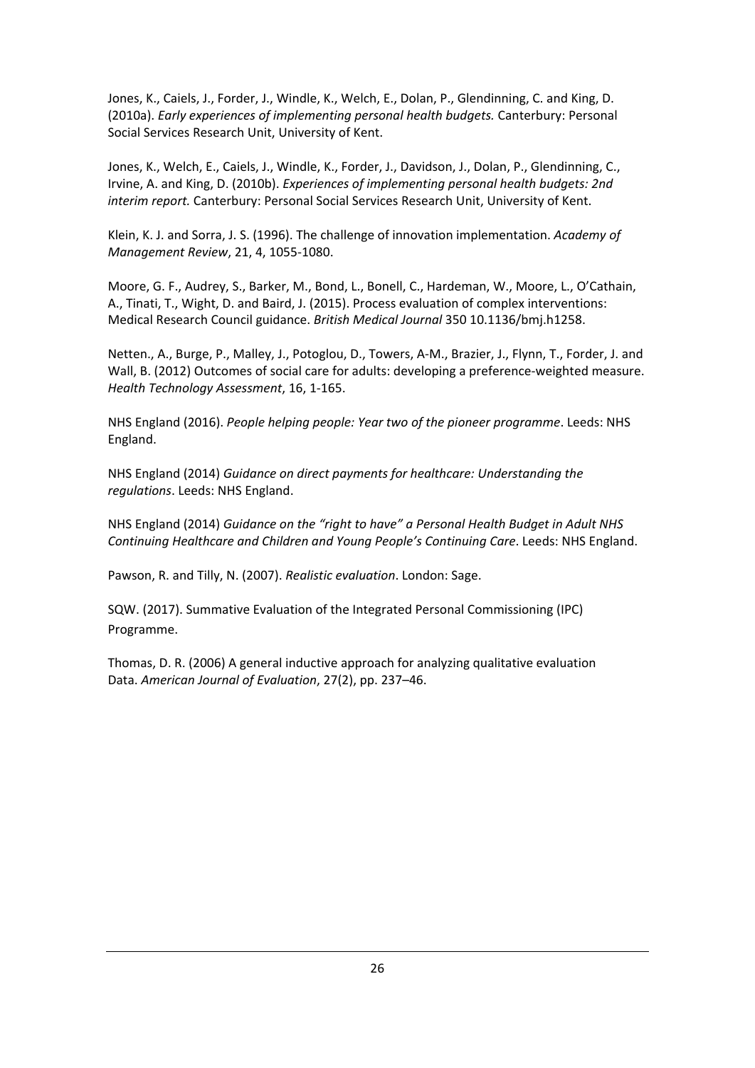Jones, K., Caiels, J., Forder, J., Windle, K., Welch, E., Dolan, P., Glendinning, C. and King, D. (2010a). *Early experiences of implementing personal health budgets.* Canterbury: Personal Social Services Research Unit, University of Kent.

Jones, K., Welch, E., Caiels, J., Windle, K., Forder, J., Davidson, J., Dolan, P., Glendinning, C., Irvine, A. and King, D. (2010b). *Experiences of implementing personal health budgets: 2nd interim report.* Canterbury: Personal Social Services Research Unit, University of Kent.

Klein, K. J. and Sorra, J. S. (1996). The challenge of innovation implementation. *Academy of Management Review*, 21, 4, 1055-1080.

Moore, G. F., Audrey, S., Barker, M., Bond, L., Bonell, C., Hardeman, W., Moore, L., O'Cathain, A., Tinati, T., Wight, D. and Baird, J. (2015). Process evaluation of complex interventions: Medical Research Council guidance. *British Medical Journal* 350 10.1136/bmj.h1258.

Netten., A., Burge, P., Malley, J., Potoglou, D., Towers, A-M., Brazier, J., Flynn, T., Forder, J. and Wall, B. (2012) Outcomes of social care for adults: developing a preference-weighted measure. *Health Technology Assessment*, 16, 1-165.

NHS England (2016). *People helping people: Year two of the pioneer programme*. Leeds: NHS England.

NHS England (2014) *Guidance on direct payments for healthcare: Understanding the regulations*. Leeds: NHS England.

NHS England (2014) *Guidance on the "right to have" a Personal Health Budget in Adult NHS Continuing Healthcare and Children and Young People's Continuing Care*. Leeds: NHS England.

Pawson, R. and Tilly, N. (2007). *Realistic evaluation*. London: Sage.

SQW. (2017). Summative Evaluation of the Integrated Personal Commissioning (IPC) Programme.

Thomas, D. R. (2006) A general inductive approach for analyzing qualitative evaluation Data. *American Journal of Evaluation*, 27(2), pp. 237–46.